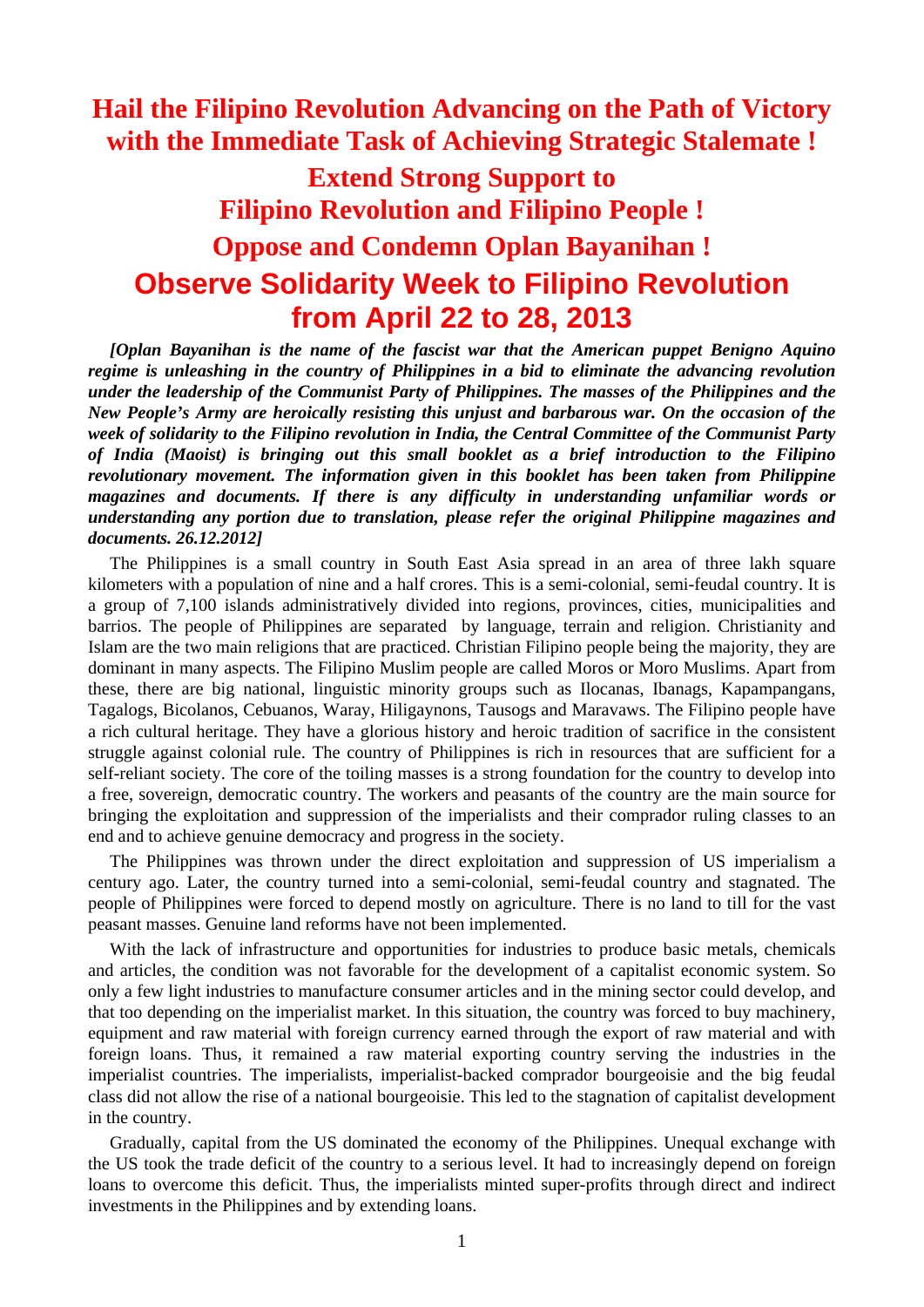# Hail the Filipino Revolution Advancing on the Path of Victory with the Immediate Task of Achieving Strategic Stalemate !

## Extend Strong Support to Filipino Revolution and Filipino People !

## Oppose and Condemn Oplan Bayanihan !

# Observe Solidarity Week to Filipino Revolution from April 22 to 28, 2013

***[Oplan Bayanihan is the name of the fascist war that the American puppet Benigno Aquino regime is unleashing in the country of Philippines in a bid to eliminate the advancing revolution under the leadership of the Communist Party of Philippines. The masses of the Philippines and the New People's Army are heroically resisting this unjust and barbarous war. On the occasion of the week of solidarity to the Filipino revolution in India, the Central Committee of the Communist Party of India (Maoist) is bringing out this small booklet as a brief introduction to the Filipino revolutionary movement. The information given in this booklet has been taken from Philippine magazines and documents. If there is any difficulty in understanding unfamiliar words or understanding any portion due to translation, please refer the original Philippine magazines and documents. 26.12.2012]***

The Philippines is a small country in South East Asia spread in an area of three lakh square kilometers with a population of nine and a half crores. This is a semi-colonial, semi-feudal country. It is a group of 7,100 islands administratively divided into regions, provinces, cities, municipalities and barrios. The people of Philippines are separated by language, terrain and religion. Christianity and Islam are the two main religions that are practiced. Christian Filipino people being the majority, they are dominant in many aspects. The Filipino Muslim people are called Moros or Moro Muslims. Apart from these, there are big national, linguistic minority groups such as Ilocanas, Ibanags, Kapampangans, Tagalogs, Bicolanos, Cebuanos, Waray, Hiligaynons, Tausogs and Maravaws. The Filipino people have a rich cultural heritage. They have a glorious history and heroic tradition of sacrifice in the consistent struggle against colonial rule. The country of Philippines is rich in resources that are sufficient for a self-reliant society. The core of the toiling masses is a strong foundation for the country to develop into a free, sovereign, democratic country. The workers and peasants of the country are the main source for bringing the exploitation and suppression of the imperialists and their comprador ruling classes to an end and to achieve genuine democracy and progress in the society.

The Philippines was thrown under the direct exploitation and suppression of US imperialism a century ago. Later, the country turned into a semi-colonial, semi-feudal country and stagnated. The people of Philippines were forced to depend mostly on agriculture. There is no land to till for the vast peasant masses. Genuine land reforms have not been implemented.

With the lack of infrastructure and opportunities for industries to produce basic metals, chemicals and articles, the condition was not favorable for the development of a capitalist economic system. So only a few light industries to manufacture consumer articles and in the mining sector could develop, and that too depending on the imperialist market. In this situation, the country was forced to buy machinery, equipment and raw material with foreign currency earned through the export of raw material and with foreign loans. Thus, it remained a raw material exporting country serving the industries in the imperialist countries. The imperialists, imperialist-backed comprador bourgeoisie and the big feudal class did not allow the rise of a national bourgeoisie. This led to the stagnation of capitalist development in the country.

Gradually, capital from the US dominated the economy of the Philippines. Unequal exchange with the US took the trade deficit of the country to a serious level. It had to increasingly depend on foreign loans to overcome this deficit. Thus, the imperialists minted super-profits through direct and indirect investments in the Philippines and by extending loans.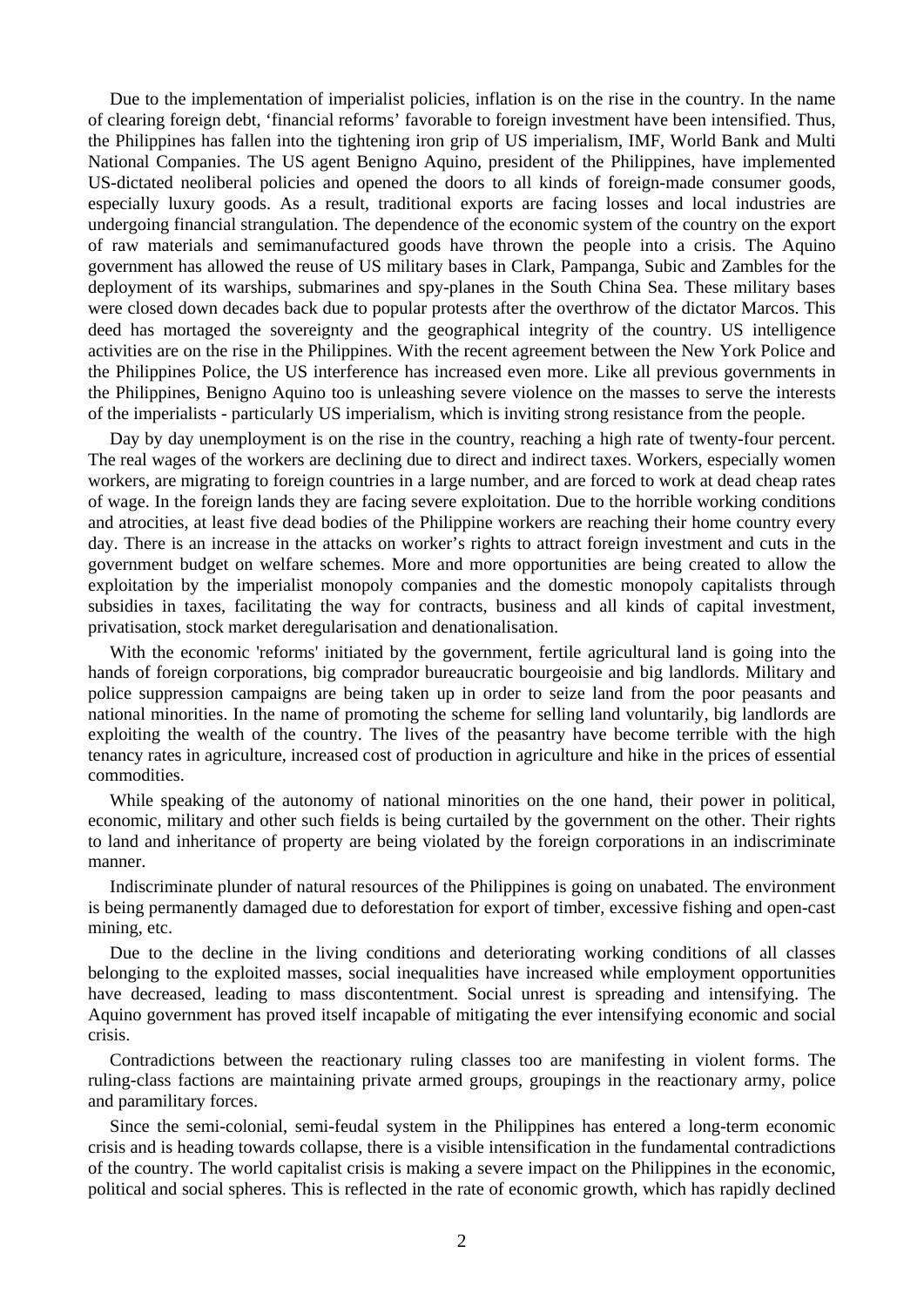Due to the implementation of imperialist policies, inflation is on the rise in the country. In the name of clearing foreign debt, 'financial reforms' favorable to foreign investment have been intensified. Thus, the Philippines has fallen into the tightening iron grip of US imperialism, IMF, World Bank and Multi National Companies. The US agent Benigno Aquino, president of the Philippines, have implemented US-dictated neoliberal policies and opened the doors to all kinds of foreign-made consumer goods, especially luxury goods. As a result, traditional exports are facing losses and local industries are undergoing financial strangulation. The dependence of the economic system of the country on the export of raw materials and semimanufactured goods have thrown the people into a crisis. The Aquino government has allowed the reuse of US military bases in Clark, Pampanga, Subic and Zambles for the deployment of its warships, submarines and spy-planes in the South China Sea. These military bases were closed down decades back due to popular protests after the overthrow of the dictator Marcos. This deed has mortaged the sovereignty and the geographical integrity of the country. US intelligence activities are on the rise in the Philippines. With the recent agreement between the New York Police and the Philippines Police, the US interference has increased even more. Like all previous governments in the Philippines, Benigno Aquino too is unleashing severe violence on the masses to serve the interests of the imperialists - particularly US imperialism, which is inviting strong resistance from the people.

Day by day unemployment is on the rise in the country, reaching a high rate of twenty-four percent. The real wages of the workers are declining due to direct and indirect taxes. Workers, especially women workers, are migrating to foreign countries in a large number, and are forced to work at dead cheap rates of wage. In the foreign lands they are facing severe exploitation. Due to the horrible working conditions and atrocities, at least five dead bodies of the Philippine workers are reaching their home country every day. There is an increase in the attacks on worker's rights to attract foreign investment and cuts in the government budget on welfare schemes. More and more opportunities are being created to allow the exploitation by the imperialist monopoly companies and the domestic monopoly capitalists through subsidies in taxes, facilitating the way for contracts, business and all kinds of capital investment, privatisation, stock market deregularisation and denationalisation.

With the economic 'reforms' initiated by the government, fertile agricultural land is going into the hands of foreign corporations, big comprador bureaucratic bourgeoisie and big landlords. Military and police suppression campaigns are being taken up in order to seize land from the poor peasants and national minorities. In the name of promoting the scheme for selling land voluntarily, big landlords are exploiting the wealth of the country. The lives of the peasantry have become terrible with the high tenancy rates in agriculture, increased cost of production in agriculture and hike in the prices of essential commodities.

While speaking of the autonomy of national minorities on the one hand, their power in political, economic, military and other such fields is being curtailed by the government on the other. Their rights to land and inheritance of property are being violated by the foreign corporations in an indiscriminate manner.

Indiscriminate plunder of natural resources of the Philippines is going on unabated. The environment is being permanently damaged due to deforestation for export of timber, excessive fishing and open-cast mining, etc.

Due to the decline in the living conditions and deteriorating working conditions of all classes belonging to the exploited masses, social inequalities have increased while employment opportunities have decreased, leading to mass discontentment. Social unrest is spreading and intensifying. The Aquino government has proved itself incapable of mitigating the ever intensifying economic and social crisis.

Contradictions between the reactionary ruling classes too are manifesting in violent forms. The ruling-class factions are maintaining private armed groups, groupings in the reactionary army, police and paramilitary forces.

Since the semi-colonial, semi-feudal system in the Philippines has entered a long-term economic crisis and is heading towards collapse, there is a visible intensification in the fundamental contradictions of the country. The world capitalist crisis is making a severe impact on the Philippines in the economic, political and social spheres. This is reflected in the rate of economic growth, which has rapidly declined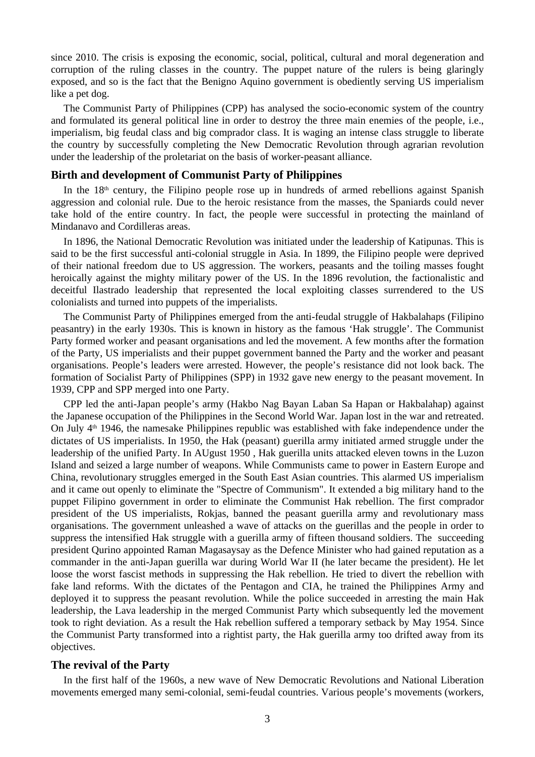since 2010. The crisis is exposing the economic, social, political, cultural and moral degeneration and corruption of the ruling classes in the country. The puppet nature of the rulers is being glaringly exposed, and so is the fact that the Benigno Aquino government is obediently serving US imperialism like a pet dog.

The Communist Party of Philippines (CPP) has analysed the socio-economic system of the country and formulated its general political line in order to destroy the three main enemies of the people, i.e., imperialism, big feudal class and big comprador class. It is waging an intense class struggle to liberate the country by successfully completing the New Democratic Revolution through agrarian revolution under the leadership of the proletariat on the basis of worker-peasant alliance.

## Birth and development of Communist Party of Philippines

In the 18th century, the Filipino people rose up in hundreds of armed rebellions against Spanish aggression and colonial rule. Due to the heroic resistance from the masses, the Spaniards could never take hold of the entire country. In fact, the people were successful in protecting the mainland of Mindanavo and Cordilleras areas.

In 1896, the National Democratic Revolution was initiated under the leadership of Katipunas. This is said to be the first successful anti-colonial struggle in Asia. In 1899, the Filipino people were deprived of their national freedom due to US aggression. The workers, peasants and the toiling masses fought heroically against the mighty military power of the US. In the 1896 revolution, the factionalistic and deceitful Ilastrado leadership that represented the local exploiting classes surrendered to the US colonialists and turned into puppets of the imperialists.

The Communist Party of Philippines emerged from the anti-feudal struggle of Hakbalahaps (Filipino peasantry) in the early 1930s. This is known in history as the famous 'Hak struggle'. The Communist Party formed worker and peasant organisations and led the movement. A few months after the formation of the Party, US imperialists and their puppet government banned the Party and the worker and peasant organisations. People's leaders were arrested. However, the people's resistance did not look back. The formation of Socialist Party of Philippines (SPP) in 1932 gave new energy to the peasant movement. In 1939, CPP and SPP merged into one Party.

CPP led the anti-Japan people's army (Hakbo Nag Bayan Laban Sa Hapan or Hakbalahap) against the Japanese occupation of the Philippines in the Second World War. Japan lost in the war and retreated. On July 4th 1946, the namesake Philippines republic was established with fake independence under the dictates of US imperialists. In 1950, the Hak (peasant) guerilla army initiated armed struggle under the leadership of the unified Party. In AUgust 1950 , Hak guerilla units attacked eleven towns in the Luzon Island and seized a large number of weapons. While Communists came to power in Eastern Europe and China, revolutionary struggles emerged in the South East Asian countries. This alarmed US imperialism and it came out openly to eliminate the "Spectre of Communism". It extended a big military hand to the puppet Filipino government in order to eliminate the Communist Hak rebellion. The first comprador president of the US imperialists, Rokjas, banned the peasant guerilla army and revolutionary mass organisations. The government unleashed a wave of attacks on the guerillas and the people in order to suppress the intensified Hak struggle with a guerilla army of fifteen thousand soldiers. The succeeding president Qurino appointed Raman Magasaysay as the Defence Minister who had gained reputation as a commander in the anti-Japan guerilla war during World War II (he later became the president). He let loose the worst fascist methods in suppressing the Hak rebellion. He tried to divert the rebellion with fake land reforms. With the dictates of the Pentagon and CIA, he trained the Philippines Army and deployed it to suppress the peasant revolution. While the police succeeded in arresting the main Hak leadership, the Lava leadership in the merged Communist Party which subsequently led the movement took to right deviation. As a result the Hak rebellion suffered a temporary setback by May 1954. Since the Communist Party transformed into a rightist party, the Hak guerilla army too drifted away from its objectives.

## The revival of the Party

In the first half of the 1960s, a new wave of New Democratic Revolutions and National Liberation movements emerged many semi-colonial, semi-feudal countries. Various people's movements (workers,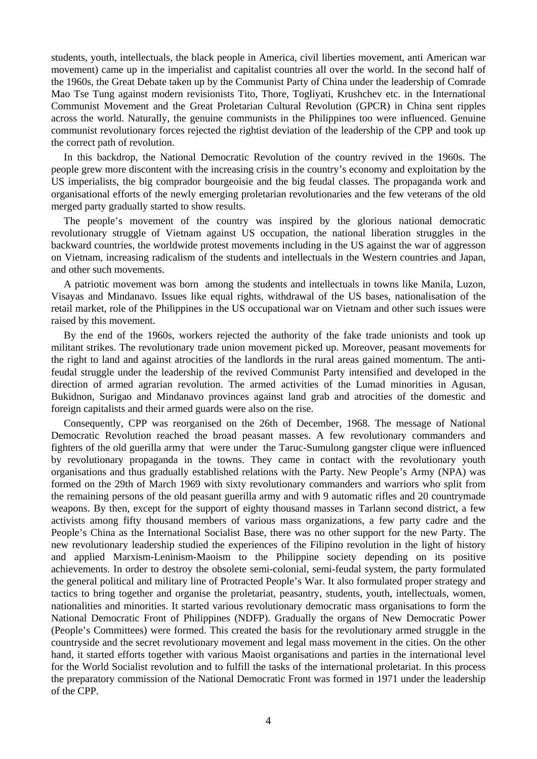students, youth, intellectuals, the black people in America, civil liberties movement, anti American war movement) came up in the imperialist and capitalist countries all over the world. In the second half of the 1960s, the Great Debate taken up by the Communist Party of China under the leadership of Comrade Mao Tse Tung against modern revisionists Tito, Thore, Togliyati, Krushchev etc. in the International Communist Movement and the Great Proletarian Cultural Revolution (GPCR) in China sent ripples across the world. Naturally, the genuine communists in the Philippines too were influenced. Genuine communist revolutionary forces rejected the rightist deviation of the leadership of the CPP and took up the correct path of revolution.

In this backdrop, the National Democratic Revolution of the country revived in the 1960s. The people grew more discontent with the increasing crisis in the country's economy and exploitation by the US imperialists, the big comprador bourgeoisie and the big feudal classes. The propaganda work and organisational efforts of the newly emerging proletarian revolutionaries and the few veterans of the old merged party gradually started to show results.

The people's movement of the country was inspired by the glorious national democratic revolutionary struggle of Vietnam against US occupation, the national liberation struggles in the backward countries, the worldwide protest movements including in the US against the war of aggresson on Vietnam, increasing radicalism of the students and intellectuals in the Western countries and Japan, and other such movements.

A patriotic movement was born among the students and intellectuals in towns like Manila, Luzon, Visayas and Mindanavo. Issues like equal rights, withdrawal of the US bases, nationalisation of the retail market, role of the Philippines in the US occupational war on Vietnam and other such issues were raised by this movement.

By the end of the 1960s, workers rejected the authority of the fake trade unionists and took up militant strikes. The revolutionary trade union movement picked up. Moreover, peasant movements for the right to land and against atrocities of the landlords in the rural areas gained momentum. The anti-feudal struggle under the leadership of the revived Communist Party intensified and developed in the direction of armed agrarian revolution. The armed activities of the Lumad minorities in Agusan, Bukidnon, Surigao and Mindanavo provinces against land grab and atrocities of the domestic and foreign capitalists and their armed guards were also on the rise.

Consequently, CPP was reorganised on the 26th of December, 1968. The message of National Democratic Revolution reached the broad peasant masses. A few revolutionary commanders and fighters of the old guerilla army that were under the Taruc-Sumulong gangster clique were influenced by revolutionary propaganda in the towns. They came in contact with the revolutionary youth organisations and thus gradually established relations with the Party. New People's Army (NPA) was formed on the 29th of March 1969 with sixty revolutionary commanders and warriors who split from the remaining persons of the old peasant guerilla army and with 9 automatic rifles and 20 countrymade weapons. By then, except for the support of eighty thousand masses in Tarlann second district, a few activists among fifty thousand members of various mass organizations, a few party cadre and the People's China as the International Socialist Base, there was no other support for the new Party. The new revolutionary leadership studied the experiences of the Filipino revolution in the light of history and applied Marxism-Leninism-Maoism to the Philippine society depending on its positive achievements. In order to destroy the obsolete semi-colonial, semi-feudal system, the party formulated the general political and military line of Protracted People's War. It also formulated proper strategy and tactics to bring together and organise the proletariat, peasantry, students, youth, intellectuals, women, nationalities and minorities. It started various revolutionary democratic mass organisations to form the National Democratic Front of Philippines (NDFP). Gradually the organs of New Democratic Power (People's Committees) were formed. This created the basis for the revolutionary armed struggle in the countryside and the secret revolutionary movement and legal mass movement in the cities. On the other hand, it started efforts together with various Maoist organisations and parties in the international level for the World Socialist revolution and to fulfill the tasks of the international proletariat. In this process the preparatory commission of the National Democratic Front was formed in 1971 under the leadership of the CPP.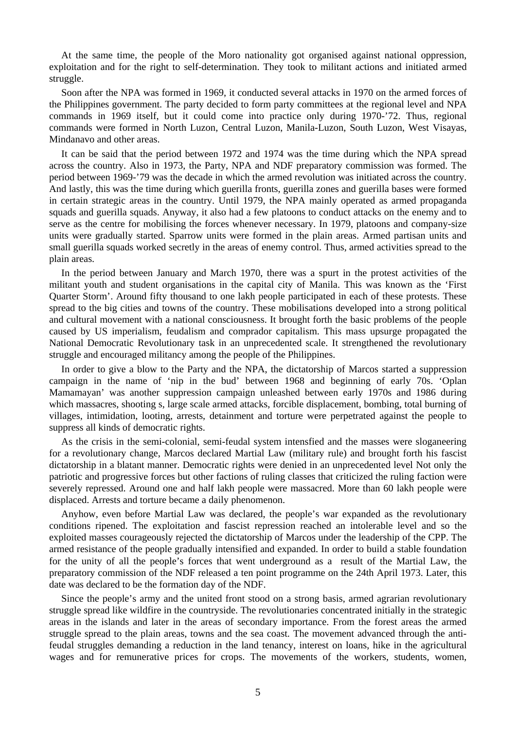At the same time, the people of the Moro nationality got organised against national oppression, exploitation and for the right to self-determination. They took to militant actions and initiated armed struggle.

Soon after the NPA was formed in 1969, it conducted several attacks in 1970 on the armed forces of the Philippines government. The party decided to form party committees at the regional level and NPA commands in 1969 itself, but it could come into practice only during 1970-'72. Thus, regional commands were formed in North Luzon, Central Luzon, Manila-Luzon, South Luzon, West Visayas, Mindanavo and other areas.

It can be said that the period between 1972 and 1974 was the time during which the NPA spread across the country. Also in 1973, the Party, NPA and NDF preparatory commission was formed. The period between 1969-'79 was the decade in which the armed revolution was initiated across the country. And lastly, this was the time during which guerilla fronts, guerilla zones and guerilla bases were formed in certain strategic areas in the country. Until 1979, the NPA mainly operated as armed propaganda squads and guerilla squads. Anyway, it also had a few platoons to conduct attacks on the enemy and to serve as the centre for mobilising the forces whenever necessary. In 1979, platoons and company-size units were gradually started. Sparrow units were formed in the plain areas. Armed partisan units and small guerilla squads worked secretly in the areas of enemy control. Thus, armed activities spread to the plain areas.

In the period between January and March 1970, there was a spurt in the protest activities of the militant youth and student organisations in the capital city of Manila. This was known as the 'First Quarter Storm'. Around fifty thousand to one lakh people participated in each of these protests. These spread to the big cities and towns of the country. These mobilisations developed into a strong political and cultural movement with a national consciousness. It brought forth the basic problems of the people caused by US imperialism, feudalism and comprador capitalism. This mass upsurge propagated the National Democratic Revolutionary task in an unprecedented scale. It strengthened the revolutionary struggle and encouraged militancy among the people of the Philippines.

In order to give a blow to the Party and the NPA, the dictatorship of Marcos started a suppression campaign in the name of 'nip in the bud' between 1968 and beginning of early 70s. 'Oplan Mamamayan' was another suppression campaign unleashed between early 1970s and 1986 during which massacres, shooting s, large scale armed attacks, forcible displacement, bombing, total burning of villages, intimidation, looting, arrests, detainment and torture were perpetrated against the people to suppress all kinds of democratic rights.

As the crisis in the semi-colonial, semi-feudal system intensfied and the masses were sloganeering for a revolutionary change, Marcos declared Martial Law (military rule) and brought forth his fascist dictatorship in a blatant manner. Democratic rights were denied in an unprecedented level Not only the patriotic and progressive forces but other factions of ruling classes that criticized the ruling faction were severely repressed. Around one and half lakh people were massacred. More than 60 lakh people were displaced. Arrests and torture became a daily phenomenon.

Anyhow, even before Martial Law was declared, the people's war expanded as the revolutionary conditions ripened. The exploitation and fascist repression reached an intolerable level and so the exploited masses courageously rejected the dictatorship of Marcos under the leadership of the CPP. The armed resistance of the people gradually intensified and expanded. In order to build a stable foundation for the unity of all the people's forces that went underground as a result of the Martial Law, the preparatory commission of the NDF released a ten point programme on the 24th April 1973. Later, this date was declared to be the formation day of the NDF.

Since the people's army and the united front stood on a strong basis, armed agrarian revolutionary struggle spread like wildfire in the countryside. The revolutionaries concentrated initially in the strategic areas in the islands and later in the areas of secondary importance. From the forest areas the armed struggle spread to the plain areas, towns and the sea coast. The movement advanced through the anti-feudal struggles demanding a reduction in the land tenancy, interest on loans, hike in the agricultural wages and for remunerative prices for crops. The movements of the workers, students, women,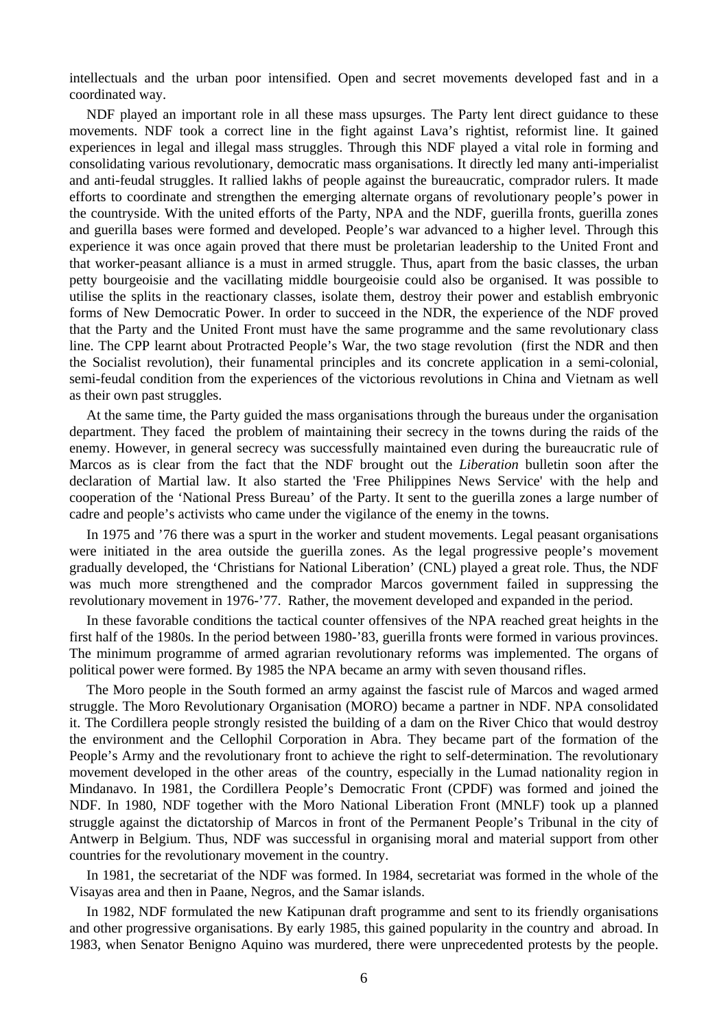intellectuals and the urban poor intensified. Open and secret movements developed fast and in a coordinated way.

NDF played an important role in all these mass upsurges. The Party lent direct guidance to these movements. NDF took a correct line in the fight against Lava's rightist, reformist line. It gained experiences in legal and illegal mass struggles. Through this NDF played a vital role in forming and consolidating various revolutionary, democratic mass organisations. It directly led many anti-imperialist and anti-feudal struggles. It rallied lakhs of people against the bureaucratic, comprador rulers. It made efforts to coordinate and strengthen the emerging alternate organs of revolutionary people's power in the countryside. With the united efforts of the Party, NPA and the NDF, guerilla fronts, guerilla zones and guerilla bases were formed and developed. People's war advanced to a higher level. Through this experience it was once again proved that there must be proletarian leadership to the United Front and that worker-peasant alliance is a must in armed struggle. Thus, apart from the basic classes, the urban petty bourgeoisie and the vacillating middle bourgeoisie could also be organised. It was possible to utilise the splits in the reactionary classes, isolate them, destroy their power and establish embryonic forms of New Democratic Power. In order to succeed in the NDR, the experience of the NDF proved that the Party and the United Front must have the same programme and the same revolutionary class line. The CPP learnt about Protracted People's War, the two stage revolution (first the NDR and then the Socialist revolution), their funamental principles and its concrete application in a semi-colonial, semi-feudal condition from the experiences of the victorious revolutions in China and Vietnam as well as their own past struggles.

At the same time, the Party guided the mass organisations through the bureaus under the organisation department. They faced the problem of maintaining their secrecy in the towns during the raids of the enemy. However, in general secrecy was successfully maintained even during the bureaucratic rule of Marcos as is clear from the fact that the NDF brought out the *Liberation* bulletin soon after the declaration of Martial law. It also started the 'Free Philippines News Service' with the help and cooperation of the 'National Press Bureau' of the Party. It sent to the guerilla zones a large number of cadre and people's activists who came under the vigilance of the enemy in the towns.

In 1975 and '76 there was a spurt in the worker and student movements. Legal peasant organisations were initiated in the area outside the guerilla zones. As the legal progressive people's movement gradually developed, the 'Christians for National Liberation' (CNL) played a great role. Thus, the NDF was much more strengthened and the comprador Marcos government failed in suppressing the revolutionary movement in 1976-'77. Rather, the movement developed and expanded in the period.

In these favorable conditions the tactical counter offensives of the NPA reached great heights in the first half of the 1980s. In the period between 1980-'83, guerilla fronts were formed in various provinces. The minimum programme of armed agrarian revolutionary reforms was implemented. The organs of political power were formed. By 1985 the NPA became an army with seven thousand rifles.

The Moro people in the South formed an army against the fascist rule of Marcos and waged armed struggle. The Moro Revolutionary Organisation (MORO) became a partner in NDF. NPA consolidated it. The Cordillera people strongly resisted the building of a dam on the River Chico that would destroy the environment and the Cellophil Corporation in Abra. They became part of the formation of the People's Army and the revolutionary front to achieve the right to self-determination. The revolutionary movement developed in the other areas of the country, especially in the Lumad nationality region in Mindanavo. In 1981, the Cordillera People's Democratic Front (CPDF) was formed and joined the NDF. In 1980, NDF together with the Moro National Liberation Front (MNLF) took up a planned struggle against the dictatorship of Marcos in front of the Permanent People's Tribunal in the city of Antwerp in Belgium. Thus, NDF was successful in organising moral and material support from other countries for the revolutionary movement in the country.

In 1981, the secretariat of the NDF was formed. In 1984, secretariat was formed in the whole of the Visayas area and then in Paane, Negros, and the Samar islands.

In 1982, NDF formulated the new Katipunan draft programme and sent to its friendly organisations and other progressive organisations. By early 1985, this gained popularity in the country and abroad. In 1983, when Senator Benigno Aquino was murdered, there were unprecedented protests by the people.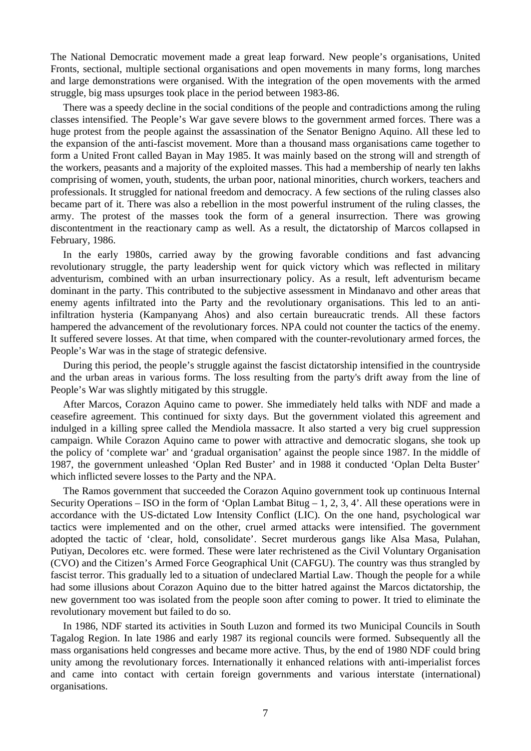The National Democratic movement made a great leap forward. New people's organisations, United Fronts, sectional, multiple sectional organisations and open movements in many forms, long marches and large demonstrations were organised. With the integration of the open movements with the armed struggle, big mass upsurges took place in the period between 1983-86.

There was a speedy decline in the social conditions of the people and contradictions among the ruling classes intensified. The People's War gave severe blows to the government armed forces. There was a huge protest from the people against the assassination of the Senator Benigno Aquino. All these led to the expansion of the anti-fascist movement. More than a thousand mass organisations came together to form a United Front called Bayan in May 1985. It was mainly based on the strong will and strength of the workers, peasants and a majority of the exploited masses. This had a membership of nearly ten lakhs comprising of women, youth, students, the urban poor, national minorities, church workers, teachers and professionals. It struggled for national freedom and democracy. A few sections of the ruling classes also became part of it. There was also a rebellion in the most powerful instrument of the ruling classes, the army. The protest of the masses took the form of a general insurrection. There was growing discontentment in the reactionary camp as well. As a result, the dictatorship of Marcos collapsed in February, 1986.

In the early 1980s, carried away by the growing favorable conditions and fast advancing revolutionary struggle, the party leadership went for quick victory which was reflected in military adventurism, combined with an urban insurrectionary policy. As a result, left adventurism became dominant in the party. This contributed to the subjective assessment in Mindanavo and other areas that enemy agents infiltrated into the Party and the revolutionary organisations. This led to an anti-infiltration hysteria (Kampanyang Ahos) and also certain bureaucratic trends. All these factors hampered the advancement of the revolutionary forces. NPA could not counter the tactics of the enemy. It suffered severe losses. At that time, when compared with the counter-revolutionary armed forces, the People's War was in the stage of strategic defensive.

During this period, the people's struggle against the fascist dictatorship intensified in the countryside and the urban areas in various forms. The loss resulting from the party's drift away from the line of People's War was slightly mitigated by this struggle.

After Marcos, Corazon Aquino came to power. She immediately held talks with NDF and made a ceasefire agreement. This continued for sixty days. But the government violated this agreement and indulged in a killing spree called the Mendiola massacre. It also started a very big cruel suppression campaign. While Corazon Aquino came to power with attractive and democratic slogans, she took up the policy of 'complete war' and 'gradual organisation' against the people since 1987. In the middle of 1987, the government unleashed 'Oplan Red Buster' and in 1988 it conducted 'Oplan Delta Buster' which inflicted severe losses to the Party and the NPA.

The Ramos government that succeeded the Corazon Aquino government took up continuous Internal Security Operations – ISO in the form of 'Oplan Lambat Bitug – 1, 2, 3, 4'. All these operations were in accordance with the US-dictated Low Intensity Conflict (LIC). On the one hand, psychological war tactics were implemented and on the other, cruel armed attacks were intensified. The government adopted the tactic of 'clear, hold, consolidate'. Secret murderous gangs like Alsa Masa, Pulahan, Putiyan, Decolores etc. were formed. These were later rechristened as the Civil Voluntary Organisation (CVO) and the Citizen's Armed Force Geographical Unit (CAFGU). The country was thus strangled by fascist terror. This gradually led to a situation of undeclared Martial Law. Though the people for a while had some illusions about Corazon Aquino due to the bitter hatred against the Marcos dictatorship, the new government too was isolated from the people soon after coming to power. It tried to eliminate the revolutionary movement but failed to do so.

In 1986, NDF started its activities in South Luzon and formed its two Municipal Councils in South Tagalog Region. In late 1986 and early 1987 its regional councils were formed. Subsequently all the mass organisations held congresses and became more active. Thus, by the end of 1980 NDF could bring unity among the revolutionary forces. Internationally it enhanced relations with anti-imperialist forces and came into contact with certain foreign governments and various interstate (international) organisations.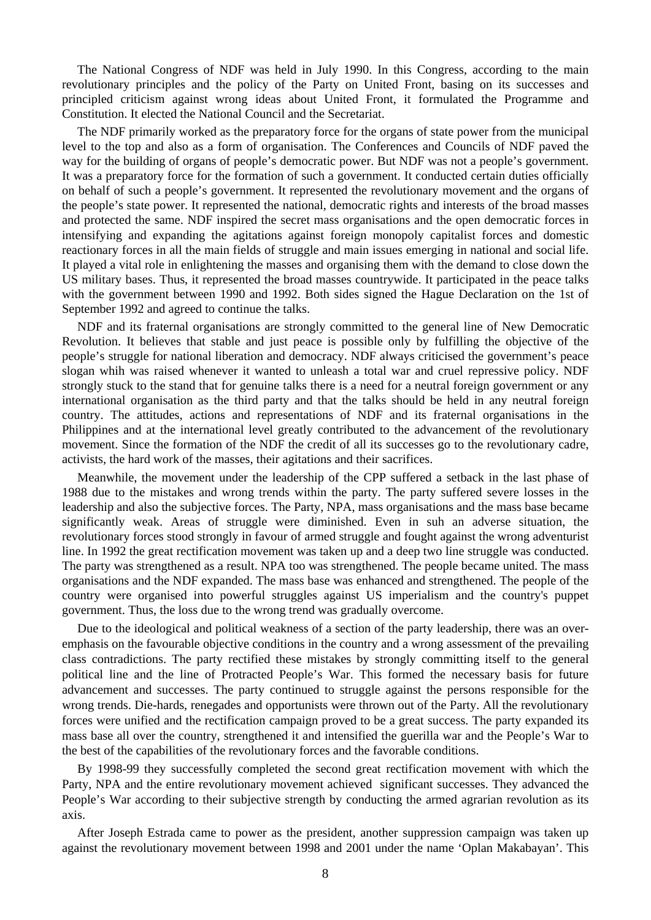The National Congress of NDF was held in July 1990. In this Congress, according to the main revolutionary principles and the policy of the Party on United Front, basing on its successes and principled criticism against wrong ideas about United Front, it formulated the Programme and Constitution. It elected the National Council and the Secretariat.

The NDF primarily worked as the preparatory force for the organs of state power from the municipal level to the top and also as a form of organisation. The Conferences and Councils of NDF paved the way for the building of organs of people's democratic power. But NDF was not a people's government. It was a preparatory force for the formation of such a government. It conducted certain duties officially on behalf of such a people's government. It represented the revolutionary movement and the organs of the people's state power. It represented the national, democratic rights and interests of the broad masses and protected the same. NDF inspired the secret mass organisations and the open democratic forces in intensifying and expanding the agitations against foreign monopoly capitalist forces and domestic reactionary forces in all the main fields of struggle and main issues emerging in national and social life. It played a vital role in enlightening the masses and organising them with the demand to close down the US military bases. Thus, it represented the broad masses countrywide. It participated in the peace talks with the government between 1990 and 1992. Both sides signed the Hague Declaration on the 1st of September 1992 and agreed to continue the talks.

NDF and its fraternal organisations are strongly committed to the general line of New Democratic Revolution. It believes that stable and just peace is possible only by fulfilling the objective of the people's struggle for national liberation and democracy. NDF always criticised the government's peace slogan whih was raised whenever it wanted to unleash a total war and cruel repressive policy. NDF strongly stuck to the stand that for genuine talks there is a need for a neutral foreign government or any international organisation as the third party and that the talks should be held in any neutral foreign country. The attitudes, actions and representations of NDF and its fraternal organisations in the Philippines and at the international level greatly contributed to the advancement of the revolutionary movement. Since the formation of the NDF the credit of all its successes go to the revolutionary cadre, activists, the hard work of the masses, their agitations and their sacrifices.

Meanwhile, the movement under the leadership of the CPP suffered a setback in the last phase of 1988 due to the mistakes and wrong trends within the party. The party suffered severe losses in the leadership and also the subjective forces. The Party, NPA, mass organisations and the mass base became significantly weak. Areas of struggle were diminished. Even in suh an adverse situation, the revolutionary forces stood strongly in favour of armed struggle and fought against the wrong adventurist line. In 1992 the great rectification movement was taken up and a deep two line struggle was conducted. The party was strengthened as a result. NPA too was strengthened. The people became united. The mass organisations and the NDF expanded. The mass base was enhanced and strengthened. The people of the country were organised into powerful struggles against US imperialism and the country's puppet government. Thus, the loss due to the wrong trend was gradually overcome.

Due to the ideological and political weakness of a section of the party leadership, there was an over-emphasis on the favourable objective conditions in the country and a wrong assessment of the prevailing class contradictions. The party rectified these mistakes by strongly committing itself to the general political line and the line of Protracted People's War. This formed the necessary basis for future advancement and successes. The party continued to struggle against the persons responsible for the wrong trends. Die-hards, renegades and opportunists were thrown out of the Party. All the revolutionary forces were unified and the rectification campaign proved to be a great success. The party expanded its mass base all over the country, strengthened it and intensified the guerilla war and the People's War to the best of the capabilities of the revolutionary forces and the favorable conditions.

By 1998-99 they successfully completed the second great rectification movement with which the Party, NPA and the entire revolutionary movement achieved significant successes. They advanced the People's War according to their subjective strength by conducting the armed agrarian revolution as its axis.

After Joseph Estrada came to power as the president, another suppression campaign was taken up against the revolutionary movement between 1998 and 2001 under the name 'Oplan Makabayan'. This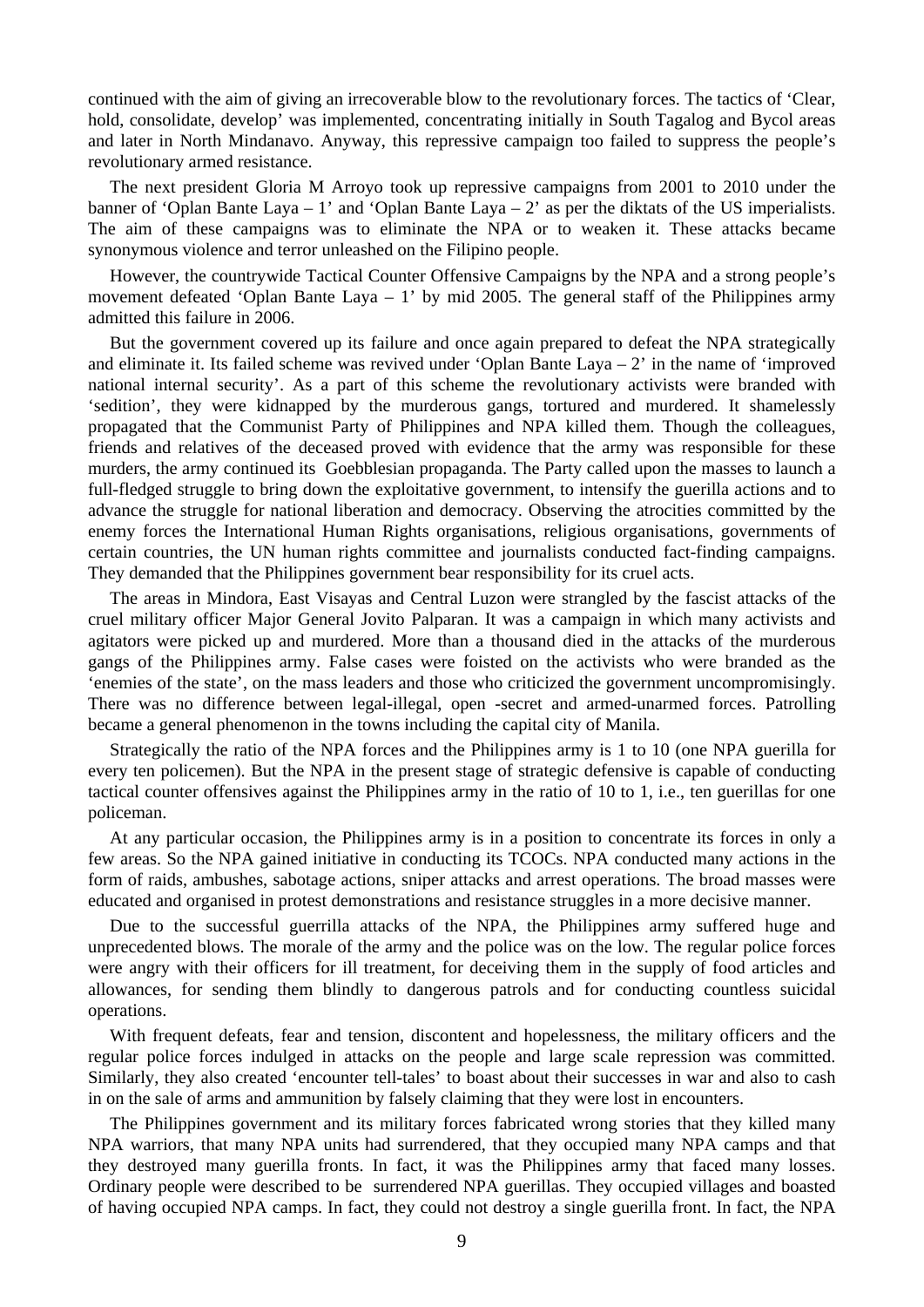continued with the aim of giving an irrecoverable blow to the revolutionary forces. The tactics of 'Clear, hold, consolidate, develop' was implemented, concentrating initially in South Tagalog and Bycol areas and later in North Mindanavo. Anyway, this repressive campaign too failed to suppress the people's revolutionary armed resistance.

The next president Gloria M Arroyo took up repressive campaigns from 2001 to 2010 under the banner of 'Oplan Bante Laya – 1' and 'Oplan Bante Laya – 2' as per the diktats of the US imperialists. The aim of these campaigns was to eliminate the NPA or to weaken it. These attacks became synonymous violence and terror unleashed on the Filipino people.

However, the countrywide Tactical Counter Offensive Campaigns by the NPA and a strong people's movement defeated 'Oplan Bante Laya – 1' by mid 2005. The general staff of the Philippines army admitted this failure in 2006.

But the government covered up its failure and once again prepared to defeat the NPA strategically and eliminate it. Its failed scheme was revived under 'Oplan Bante Laya – 2' in the name of 'improved national internal security'. As a part of this scheme the revolutionary activists were branded with 'sedition', they were kidnapped by the murderous gangs, tortured and murdered. It shamelessly propagated that the Communist Party of Philippines and NPA killed them. Though the colleagues, friends and relatives of the deceased proved with evidence that the army was responsible for these murders, the army continued its Goebblesian propaganda. The Party called upon the masses to launch a full-fledged struggle to bring down the exploitative government, to intensify the guerilla actions and to advance the struggle for national liberation and democracy. Observing the atrocities committed by the enemy forces the International Human Rights organisations, religious organisations, governments of certain countries, the UN human rights committee and journalists conducted fact-finding campaigns. They demanded that the Philippines government bear responsibility for its cruel acts.

The areas in Mindora, East Visayas and Central Luzon were strangled by the fascist attacks of the cruel military officer Major General Jovito Palparan. It was a campaign in which many activists and agitators were picked up and murdered. More than a thousand died in the attacks of the murderous gangs of the Philippines army. False cases were foisted on the activists who were branded as the 'enemies of the state', on the mass leaders and those who criticized the government uncompromisingly. There was no difference between legal-illegal, open -secret and armed-unarmed forces. Patrolling became a general phenomenon in the towns including the capital city of Manila.

Strategically the ratio of the NPA forces and the Philippines army is 1 to 10 (one NPA guerilla for every ten policemen). But the NPA in the present stage of strategic defensive is capable of conducting tactical counter offensives against the Philippines army in the ratio of 10 to 1, i.e., ten guerillas for one policeman.

At any particular occasion, the Philippines army is in a position to concentrate its forces in only a few areas. So the NPA gained initiative in conducting its TCOCs. NPA conducted many actions in the form of raids, ambushes, sabotage actions, sniper attacks and arrest operations. The broad masses were educated and organised in protest demonstrations and resistance struggles in a more decisive manner.

Due to the successful guerrilla attacks of the NPA, the Philippines army suffered huge and unprecedented blows. The morale of the army and the police was on the low. The regular police forces were angry with their officers for ill treatment, for deceiving them in the supply of food articles and allowances, for sending them blindly to dangerous patrols and for conducting countless suicidal operations.

With frequent defeats, fear and tension, discontent and hopelessness, the military officers and the regular police forces indulged in attacks on the people and large scale repression was committed. Similarly, they also created 'encounter tell-tales' to boast about their successes in war and also to cash in on the sale of arms and ammunition by falsely claiming that they were lost in encounters.

The Philippines government and its military forces fabricated wrong stories that they killed many NPA warriors, that many NPA units had surrendered, that they occupied many NPA camps and that they destroyed many guerilla fronts. In fact, it was the Philippines army that faced many losses. Ordinary people were described to be surrendered NPA guerillas. They occupied villages and boasted of having occupied NPA camps. In fact, they could not destroy a single guerilla front. In fact, the NPA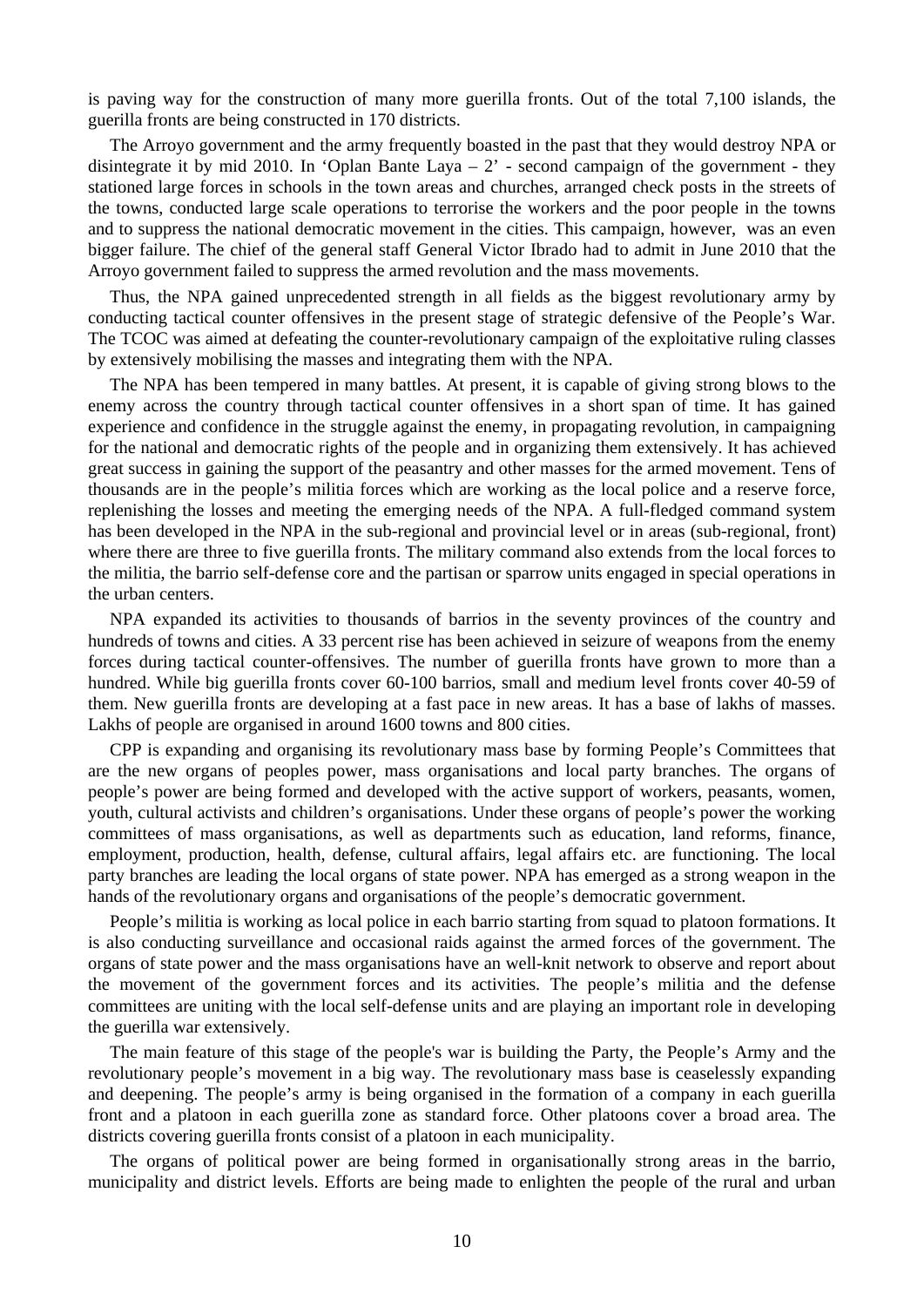is paving way for the construction of many more guerilla fronts. Out of the total 7,100 islands, the guerilla fronts are being constructed in 170 districts.

The Arroyo government and the army frequently boasted in the past that they would destroy NPA or disintegrate it by mid 2010. In 'Oplan Bante Laya – 2' - second campaign of the government - they stationed large forces in schools in the town areas and churches, arranged check posts in the streets of the towns, conducted large scale operations to terrorise the workers and the poor people in the towns and to suppress the national democratic movement in the cities. This campaign, however, was an even bigger failure. The chief of the general staff General Victor Ibrado had to admit in June 2010 that the Arroyo government failed to suppress the armed revolution and the mass movements.

Thus, the NPA gained unprecedented strength in all fields as the biggest revolutionary army by conducting tactical counter offensives in the present stage of strategic defensive of the People's War. The TCOC was aimed at defeating the counter-revolutionary campaign of the exploitative ruling classes by extensively mobilising the masses and integrating them with the NPA.

The NPA has been tempered in many battles. At present, it is capable of giving strong blows to the enemy across the country through tactical counter offensives in a short span of time. It has gained experience and confidence in the struggle against the enemy, in propagating revolution, in campaigning for the national and democratic rights of the people and in organizing them extensively. It has achieved great success in gaining the support of the peasantry and other masses for the armed movement. Tens of thousands are in the people's militia forces which are working as the local police and a reserve force, replenishing the losses and meeting the emerging needs of the NPA. A full-fledged command system has been developed in the NPA in the sub-regional and provincial level or in areas (sub-regional, front) where there are three to five guerilla fronts. The military command also extends from the local forces to the militia, the barrio self-defense core and the partisan or sparrow units engaged in special operations in the urban centers.

NPA expanded its activities to thousands of barrios in the seventy provinces of the country and hundreds of towns and cities. A 33 percent rise has been achieved in seizure of weapons from the enemy forces during tactical counter-offensives. The number of guerilla fronts have grown to more than a hundred. While big guerilla fronts cover 60-100 barrios, small and medium level fronts cover 40-59 of them. New guerilla fronts are developing at a fast pace in new areas. It has a base of lakhs of masses. Lakhs of people are organised in around 1600 towns and 800 cities.

CPP is expanding and organising its revolutionary mass base by forming People's Committees that are the new organs of peoples power, mass organisations and local party branches. The organs of people's power are being formed and developed with the active support of workers, peasants, women, youth, cultural activists and children's organisations. Under these organs of people's power the working committees of mass organisations, as well as departments such as education, land reforms, finance, employment, production, health, defense, cultural affairs, legal affairs etc. are functioning. The local party branches are leading the local organs of state power. NPA has emerged as a strong weapon in the hands of the revolutionary organs and organisations of the people's democratic government.

People's militia is working as local police in each barrio starting from squad to platoon formations. It is also conducting surveillance and occasional raids against the armed forces of the government. The organs of state power and the mass organisations have an well-knit network to observe and report about the movement of the government forces and its activities. The people's militia and the defense committees are uniting with the local self-defense units and are playing an important role in developing the guerilla war extensively.

The main feature of this stage of the people's war is building the Party, the People's Army and the revolutionary people's movement in a big way. The revolutionary mass base is ceaselessly expanding and deepening. The people's army is being organised in the formation of a company in each guerilla front and a platoon in each guerilla zone as standard force. Other platoons cover a broad area. The districts covering guerilla fronts consist of a platoon in each municipality.

The organs of political power are being formed in organisationally strong areas in the barrio, municipality and district levels. Efforts are being made to enlighten the people of the rural and urban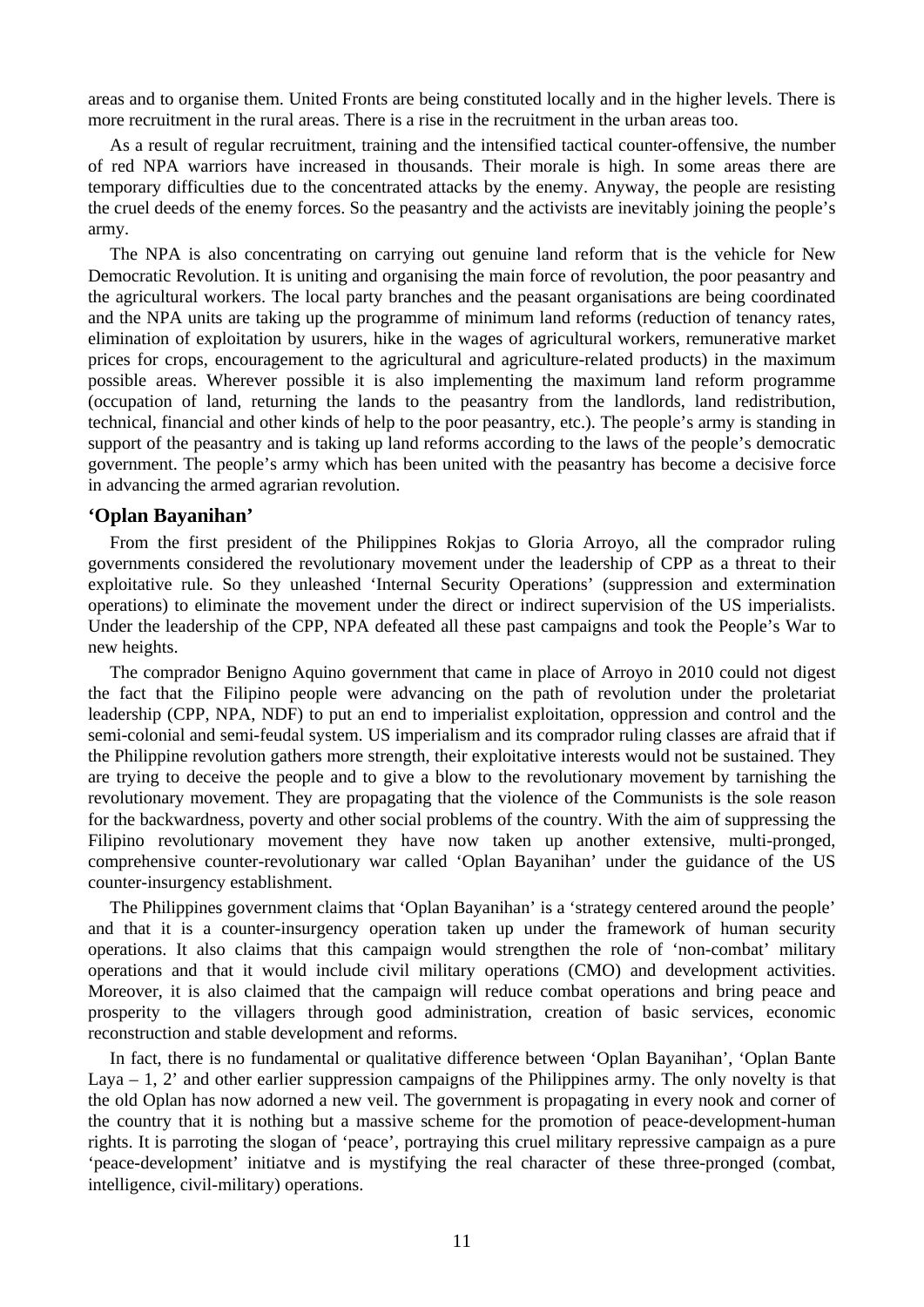areas and to organise them. United Fronts are being constituted locally and in the higher levels. There is more recruitment in the rural areas. There is a rise in the recruitment in the urban areas too.

As a result of regular recruitment, training and the intensified tactical counter-offensive, the number of red NPA warriors have increased in thousands. Their morale is high. In some areas there are temporary difficulties due to the concentrated attacks by the enemy. Anyway, the people are resisting the cruel deeds of the enemy forces. So the peasantry and the activists are inevitably joining the people's army.

The NPA is also concentrating on carrying out genuine land reform that is the vehicle for New Democratic Revolution. It is uniting and organising the main force of revolution, the poor peasantry and the agricultural workers. The local party branches and the peasant organisations are being coordinated and the NPA units are taking up the programme of minimum land reforms (reduction of tenancy rates, elimination of exploitation by usurers, hike in the wages of agricultural workers, remunerative market prices for crops, encouragement to the agricultural and agriculture-related products) in the maximum possible areas. Wherever possible it is also implementing the maximum land reform programme (occupation of land, returning the lands to the peasantry from the landlords, land redistribution, technical, financial and other kinds of help to the poor peasantry, etc.). The people's army is standing in support of the peasantry and is taking up land reforms according to the laws of the people's democratic government. The people's army which has been united with the peasantry has become a decisive force in advancing the armed agrarian revolution.

## 'Oplan Bayanihan'

From the first president of the Philippines Rokjas to Gloria Arroyo, all the comprador ruling governments considered the revolutionary movement under the leadership of CPP as a threat to their exploitative rule. So they unleashed 'Internal Security Operations' (suppression and extermination operations) to eliminate the movement under the direct or indirect supervision of the US imperialists. Under the leadership of the CPP, NPA defeated all these past campaigns and took the People's War to new heights.

The comprador Benigno Aquino government that came in place of Arroyo in 2010 could not digest the fact that the Filipino people were advancing on the path of revolution under the proletariat leadership (CPP, NPA, NDF) to put an end to imperialist exploitation, oppression and control and the semi-colonial and semi-feudal system. US imperialism and its comprador ruling classes are afraid that if the Philippine revolution gathers more strength, their exploitative interests would not be sustained. They are trying to deceive the people and to give a blow to the revolutionary movement by tarnishing the revolutionary movement. They are propagating that the violence of the Communists is the sole reason for the backwardness, poverty and other social problems of the country. With the aim of suppressing the Filipino revolutionary movement they have now taken up another extensive, multi-pronged, comprehensive counter-revolutionary war called 'Oplan Bayanihan' under the guidance of the US counter-insurgency establishment.

The Philippines government claims that 'Oplan Bayanihan' is a 'strategy centered around the people' and that it is a counter-insurgency operation taken up under the framework of human security operations. It also claims that this campaign would strengthen the role of 'non-combat' military operations and that it would include civil military operations (CMO) and development activities. Moreover, it is also claimed that the campaign will reduce combat operations and bring peace and prosperity to the villagers through good administration, creation of basic services, economic reconstruction and stable development and reforms.

In fact, there is no fundamental or qualitative difference between 'Oplan Bayanihan', 'Oplan Bante Laya – 1, 2' and other earlier suppression campaigns of the Philippines army. The only novelty is that the old Oplan has now adorned a new veil. The government is propagating in every nook and corner of the country that it is nothing but a massive scheme for the promotion of peace-development-human rights. It is parroting the slogan of 'peace', portraying this cruel military repressive campaign as a pure 'peace-development' initiatve and is mystifying the real character of these three-pronged (combat, intelligence, civil-military) operations.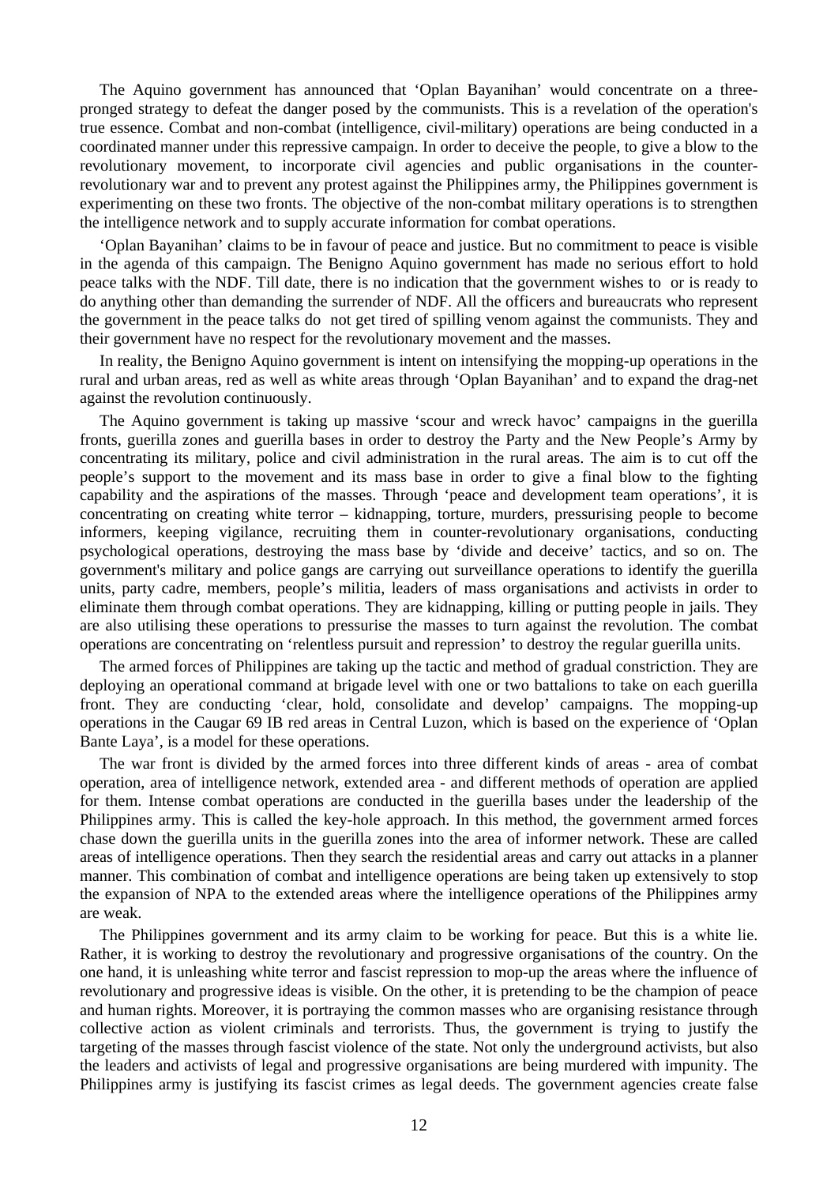The Aquino government has announced that 'Oplan Bayanihan' would concentrate on a three-pronged strategy to defeat the danger posed by the communists. This is a revelation of the operation's true essence. Combat and non-combat (intelligence, civil-military) operations are being conducted in a coordinated manner under this repressive campaign. In order to deceive the people, to give a blow to the revolutionary movement, to incorporate civil agencies and public organisations in the counter-revolutionary war and to prevent any protest against the Philippines army, the Philippines government is experimenting on these two fronts. The objective of the non-combat military operations is to strengthen the intelligence network and to supply accurate information for combat operations.

'Oplan Bayanihan' claims to be in favour of peace and justice. But no commitment to peace is visible in the agenda of this campaign. The Benigno Aquino government has made no serious effort to hold peace talks with the NDF. Till date, there is no indication that the government wishes to or is ready to do anything other than demanding the surrender of NDF. All the officers and bureaucrats who represent the government in the peace talks do not get tired of spilling venom against the communists. They and their government have no respect for the revolutionary movement and the masses.

In reality, the Benigno Aquino government is intent on intensifying the mopping-up operations in the rural and urban areas, red as well as white areas through 'Oplan Bayanihan' and to expand the drag-net against the revolution continuously.

The Aquino government is taking up massive 'scour and wreck havoc' campaigns in the guerilla fronts, guerilla zones and guerilla bases in order to destroy the Party and the New People's Army by concentrating its military, police and civil administration in the rural areas. The aim is to cut off the people's support to the movement and its mass base in order to give a final blow to the fighting capability and the aspirations of the masses. Through 'peace and development team operations', it is concentrating on creating white terror – kidnapping, torture, murders, pressurising people to become informers, keeping vigilance, recruiting them in counter-revolutionary organisations, conducting psychological operations, destroying the mass base by 'divide and deceive' tactics, and so on. The government's military and police gangs are carrying out surveillance operations to identify the guerilla units, party cadre, members, people's militia, leaders of mass organisations and activists in order to eliminate them through combat operations. They are kidnapping, killing or putting people in jails. They are also utilising these operations to pressurise the masses to turn against the revolution. The combat operations are concentrating on 'relentless pursuit and repression' to destroy the regular guerilla units.

The armed forces of Philippines are taking up the tactic and method of gradual constriction. They are deploying an operational command at brigade level with one or two battalions to take on each guerilla front. They are conducting 'clear, hold, consolidate and develop' campaigns. The mopping-up operations in the Caugar 69 IB red areas in Central Luzon, which is based on the experience of 'Oplan Bante Laya', is a model for these operations.

The war front is divided by the armed forces into three different kinds of areas - area of combat operation, area of intelligence network, extended area - and different methods of operation are applied for them. Intense combat operations are conducted in the guerilla bases under the leadership of the Philippines army. This is called the key-hole approach. In this method, the government armed forces chase down the guerilla units in the guerilla zones into the area of informer network. These are called areas of intelligence operations. Then they search the residential areas and carry out attacks in a planner manner. This combination of combat and intelligence operations are being taken up extensively to stop the expansion of NPA to the extended areas where the intelligence operations of the Philippines army are weak.

The Philippines government and its army claim to be working for peace. But this is a white lie. Rather, it is working to destroy the revolutionary and progressive organisations of the country. On the one hand, it is unleashing white terror and fascist repression to mop-up the areas where the influence of revolutionary and progressive ideas is visible. On the other, it is pretending to be the champion of peace and human rights. Moreover, it is portraying the common masses who are organising resistance through collective action as violent criminals and terrorists. Thus, the government is trying to justify the targeting of the masses through fascist violence of the state. Not only the underground activists, but also the leaders and activists of legal and progressive organisations are being murdered with impunity. The Philippines army is justifying its fascist crimes as legal deeds. The government agencies create false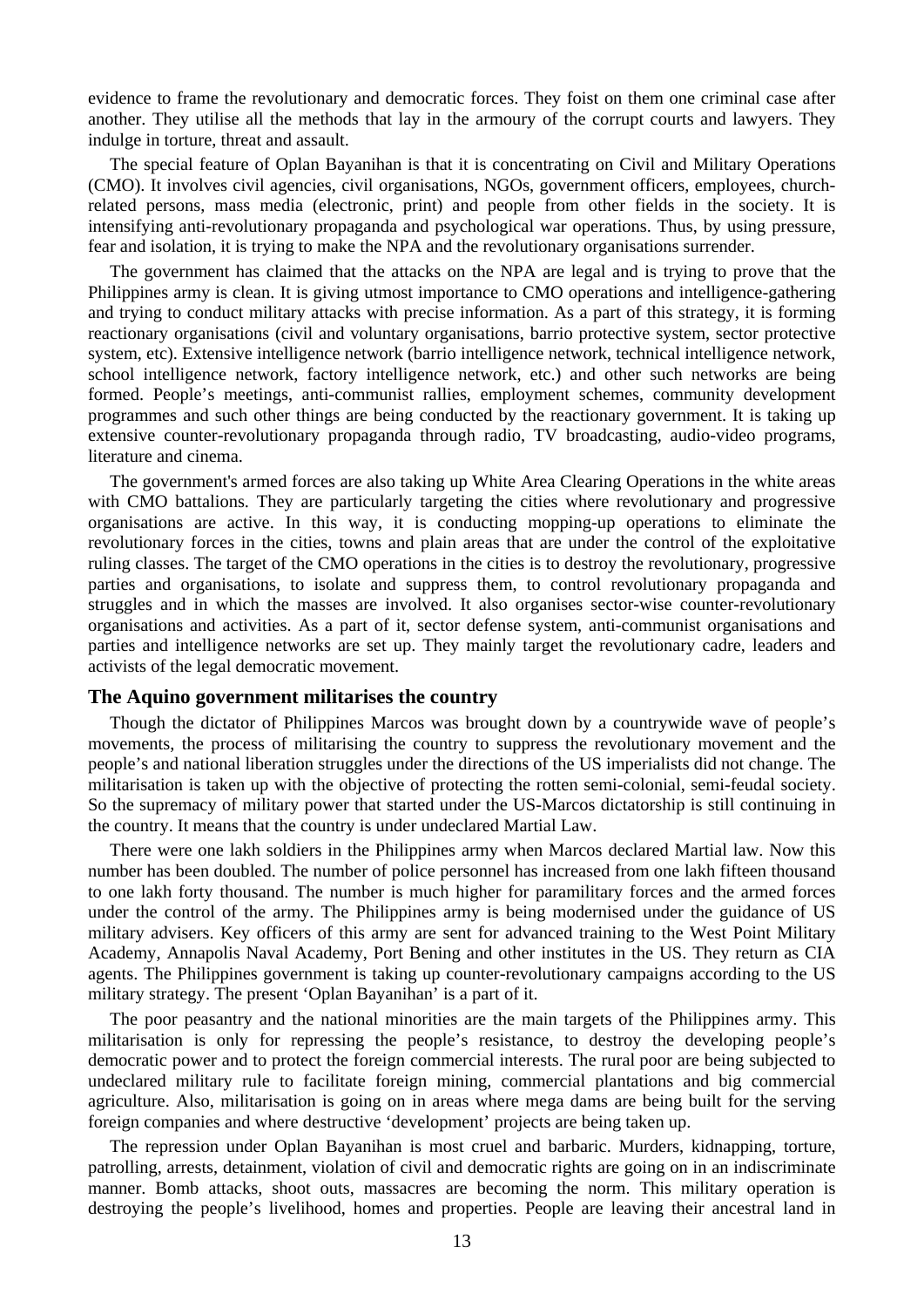evidence to frame the revolutionary and democratic forces. They foist on them one criminal case after another. They utilise all the methods that lay in the armoury of the corrupt courts and lawyers. They indulge in torture, threat and assault.

The special feature of Oplan Bayanihan is that it is concentrating on Civil and Military Operations (CMO). It involves civil agencies, civil organisations, NGOs, government officers, employees, church-related persons, mass media (electronic, print) and people from other fields in the society. It is intensifying anti-revolutionary propaganda and psychological war operations. Thus, by using pressure, fear and isolation, it is trying to make the NPA and the revolutionary organisations surrender.

The government has claimed that the attacks on the NPA are legal and is trying to prove that the Philippines army is clean. It is giving utmost importance to CMO operations and intelligence-gathering and trying to conduct military attacks with precise information. As a part of this strategy, it is forming reactionary organisations (civil and voluntary organisations, barrio protective system, sector protective system, etc). Extensive intelligence network (barrio intelligence network, technical intelligence network, school intelligence network, factory intelligence network, etc.) and other such networks are being formed. People's meetings, anti-communist rallies, employment schemes, community development programmes and such other things are being conducted by the reactionary government. It is taking up extensive counter-revolutionary propaganda through radio, TV broadcasting, audio-video programs, literature and cinema.

The government's armed forces are also taking up White Area Clearing Operations in the white areas with CMO battalions. They are particularly targeting the cities where revolutionary and progressive organisations are active. In this way, it is conducting mopping-up operations to eliminate the revolutionary forces in the cities, towns and plain areas that are under the control of the exploitative ruling classes. The target of the CMO operations in the cities is to destroy the revolutionary, progressive parties and organisations, to isolate and suppress them, to control revolutionary propaganda and struggles and in which the masses are involved. It also organises sector-wise counter-revolutionary organisations and activities. As a part of it, sector defense system, anti-communist organisations and parties and intelligence networks are set up. They mainly target the revolutionary cadre, leaders and activists of the legal democratic movement.

## The Aquino government militarises the country

Though the dictator of Philippines Marcos was brought down by a countrywide wave of people's movements, the process of militarising the country to suppress the revolutionary movement and the people's and national liberation struggles under the directions of the US imperialists did not change. The militarisation is taken up with the objective of protecting the rotten semi-colonial, semi-feudal society. So the supremacy of military power that started under the US-Marcos dictatorship is still continuing in the country. It means that the country is under undeclared Martial Law.

There were one lakh soldiers in the Philippines army when Marcos declared Martial law. Now this number has been doubled. The number of police personnel has increased from one lakh fifteen thousand to one lakh forty thousand. The number is much higher for paramilitary forces and the armed forces under the control of the army. The Philippines army is being modernised under the guidance of US military advisers. Key officers of this army are sent for advanced training to the West Point Military Academy, Annapolis Naval Academy, Port Bening and other institutes in the US. They return as CIA agents. The Philippines government is taking up counter-revolutionary campaigns according to the US military strategy. The present 'Oplan Bayanihan' is a part of it.

The poor peasantry and the national minorities are the main targets of the Philippines army. This militarisation is only for repressing the people's resistance, to destroy the developing people's democratic power and to protect the foreign commercial interests. The rural poor are being subjected to undeclared military rule to facilitate foreign mining, commercial plantations and big commercial agriculture. Also, militarisation is going on in areas where mega dams are being built for the serving foreign companies and where destructive 'development' projects are being taken up.

The repression under Oplan Bayanihan is most cruel and barbaric. Murders, kidnapping, torture, patrolling, arrests, detainment, violation of civil and democratic rights are going on in an indiscriminate manner. Bomb attacks, shoot outs, massacres are becoming the norm. This military operation is destroying the people's livelihood, homes and properties. People are leaving their ancestral land in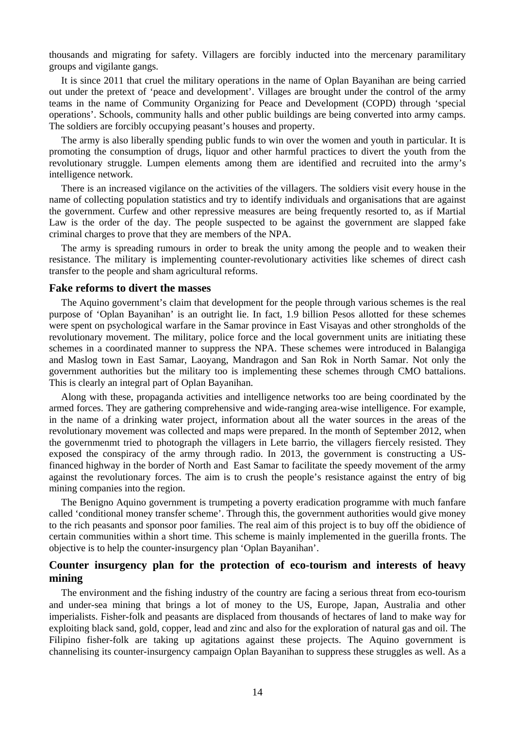thousands and migrating for safety. Villagers are forcibly inducted into the mercenary paramilitary groups and vigilante gangs.

It is since 2011 that cruel the military operations in the name of Oplan Bayanihan are being carried out under the pretext of 'peace and development'. Villages are brought under the control of the army teams in the name of Community Organizing for Peace and Development (COPD) through 'special operations'. Schools, community halls and other public buildings are being converted into army camps. The soldiers are forcibly occupying peasant's houses and property.

The army is also liberally spending public funds to win over the women and youth in particular. It is promoting the consumption of drugs, liquor and other harmful practices to divert the youth from the revolutionary struggle. Lumpen elements among them are identified and recruited into the army's intelligence network.

There is an increased vigilance on the activities of the villagers. The soldiers visit every house in the name of collecting population statistics and try to identify individuals and organisations that are against the government. Curfew and other repressive measures are being frequently resorted to, as if Martial Law is the order of the day. The people suspected to be against the government are slapped fake criminal charges to prove that they are members of the NPA.

The army is spreading rumours in order to break the unity among the people and to weaken their resistance. The military is implementing counter-revolutionary activities like schemes of direct cash transfer to the people and sham agricultural reforms.

### Fake reforms to divert the masses

The Aquino government's claim that development for the people through various schemes is the real purpose of 'Oplan Bayanihan' is an outright lie. In fact, 1.9 billion Pesos allotted for these schemes were spent on psychological warfare in the Samar province in East Visayas and other strongholds of the revolutionary movement. The military, police force and the local government units are initiating these schemes in a coordinated manner to suppress the NPA. These schemes were introduced in Balangiga and Maslog town in East Samar, Laoyang, Mandragon and San Rok in North Samar. Not only the government authorities but the military too is implementing these schemes through CMO battalions. This is clearly an integral part of Oplan Bayanihan.

Along with these, propaganda activities and intelligence networks too are being coordinated by the armed forces. They are gathering comprehensive and wide-ranging area-wise intelligence. For example, in the name of a drinking water project, information about all the water sources in the areas of the revolutionary movement was collected and maps were prepared. In the month of September 2012, when the governmenmt tried to photograph the villagers in Lete barrio, the villagers fiercely resisted. They exposed the conspiracy of the army through radio. In 2013, the government is constructing a US-financed highway in the border of North and East Samar to facilitate the speedy movement of the army against the revolutionary forces. The aim is to crush the people's resistance against the entry of big mining companies into the region.

The Benigno Aquino government is trumpeting a poverty eradication programme with much fanfare called 'conditional money transfer scheme'. Through this, the government authorities would give money to the rich peasants and sponsor poor families. The real aim of this project is to buy off the obidience of certain communities within a short time. This scheme is mainly implemented in the guerilla fronts. The objective is to help the counter-insurgency plan 'Oplan Bayanihan'.

### Counter insurgency plan for the protection of eco-tourism and interests of heavy mining

The environment and the fishing industry of the country are facing a serious threat from eco-tourism and under-sea mining that brings a lot of money to the US, Europe, Japan, Australia and other imperialists. Fisher-folk and peasants are displaced from thousands of hectares of land to make way for exploiting black sand, gold, copper, lead and zinc and also for the exploration of natural gas and oil. The Filipino fisher-folk are taking up agitations against these projects. The Aquino government is channelising its counter-insurgency campaign Oplan Bayanihan to suppress these struggles as well. As a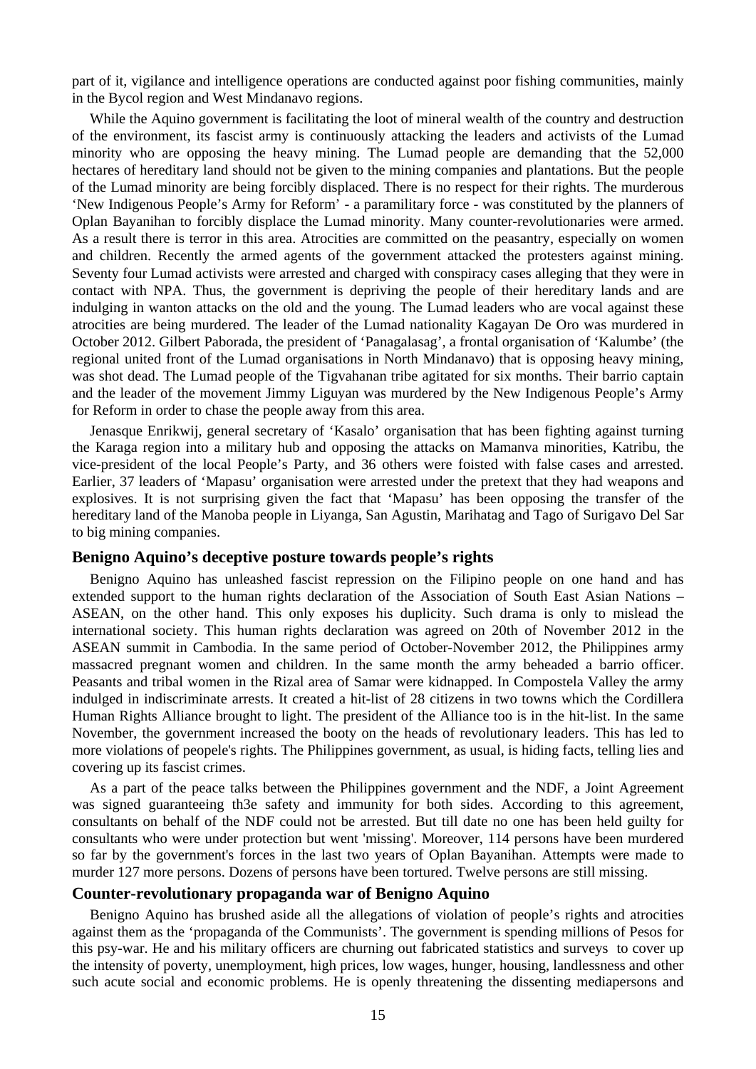part of it, vigilance and intelligence operations are conducted against poor fishing communities, mainly in the Bycol region and West Mindanavo regions.

While the Aquino government is facilitating the loot of mineral wealth of the country and destruction of the environment, its fascist army is continuously attacking the leaders and activists of the Lumad minority who are opposing the heavy mining. The Lumad people are demanding that the 52,000 hectares of hereditary land should not be given to the mining companies and plantations. But the people of the Lumad minority are being forcibly displaced. There is no respect for their rights. The murderous 'New Indigenous People's Army for Reform' - a paramilitary force - was constituted by the planners of Oplan Bayanihan to forcibly displace the Lumad minority. Many counter-revolutionaries were armed. As a result there is terror in this area. Atrocities are committed on the peasantry, especially on women and children. Recently the armed agents of the government attacked the protesters against mining. Seventy four Lumad activists were arrested and charged with conspiracy cases alleging that they were in contact with NPA. Thus, the government is depriving the people of their hereditary lands and are indulging in wanton attacks on the old and the young. The Lumad leaders who are vocal against these atrocities are being murdered. The leader of the Lumad nationality Kagayan De Oro was murdered in October 2012. Gilbert Paborada, the president of 'Panagalasag', a frontal organisation of 'Kalumbe' (the regional united front of the Lumad organisations in North Mindanavo) that is opposing heavy mining, was shot dead. The Lumad people of the Tigvahanan tribe agitated for six months. Their barrio captain and the leader of the movement Jimmy Liguyan was murdered by the New Indigenous People's Army for Reform in order to chase the people away from this area.

Jenasque Enrikwij, general secretary of 'Kasalo' organisation that has been fighting against turning the Karaga region into a military hub and opposing the attacks on Mamanva minorities, Katribu, the vice-president of the local People's Party, and 36 others were foisted with false cases and arrested. Earlier, 37 leaders of 'Mapasu' organisation were arrested under the pretext that they had weapons and explosives. It is not surprising given the fact that 'Mapasu' has been opposing the transfer of the hereditary land of the Manoba people in Liyanga, San Agustin, Marihatag and Tago of Surigavo Del Sar to big mining companies.

### Benigno Aquino's deceptive posture towards people's rights

Benigno Aquino has unleashed fascist repression on the Filipino people on one hand and has extended support to the human rights declaration of the Association of South East Asian Nations – ASEAN, on the other hand. This only exposes his duplicity. Such drama is only to mislead the international society. This human rights declaration was agreed on 20th of November 2012 in the ASEAN summit in Cambodia. In the same period of October-November 2012, the Philippines army massacred pregnant women and children. In the same month the army beheaded a barrio officer. Peasants and tribal women in the Rizal area of Samar were kidnapped. In Compostela Valley the army indulged in indiscriminate arrests. It created a hit-list of 28 citizens in two towns which the Cordillera Human Rights Alliance brought to light. The president of the Alliance too is in the hit-list. In the same November, the government increased the booty on the heads of revolutionary leaders. This has led to more violations of peopele's rights. The Philippines government, as usual, is hiding facts, telling lies and covering up its fascist crimes.

As a part of the peace talks between the Philippines government and the NDF, a Joint Agreement was signed guaranteeing th3e safety and immunity for both sides. According to this agreement, consultants on behalf of the NDF could not be arrested. But till date no one has been held guilty for consultants who were under protection but went 'missing'. Moreover, 114 persons have been murdered so far by the government's forces in the last two years of Oplan Bayanihan. Attempts were made to murder 127 more persons. Dozens of persons have been tortured. Twelve persons are still missing.

### Counter-revolutionary propaganda war of Benigno Aquino

Benigno Aquino has brushed aside all the allegations of violation of people's rights and atrocities against them as the 'propaganda of the Communists'. The government is spending millions of Pesos for this psy-war. He and his military officers are churning out fabricated statistics and surveys to cover up the intensity of poverty, unemployment, high prices, low wages, hunger, housing, landlessness and other such acute social and economic problems. He is openly threatening the dissenting mediapersons and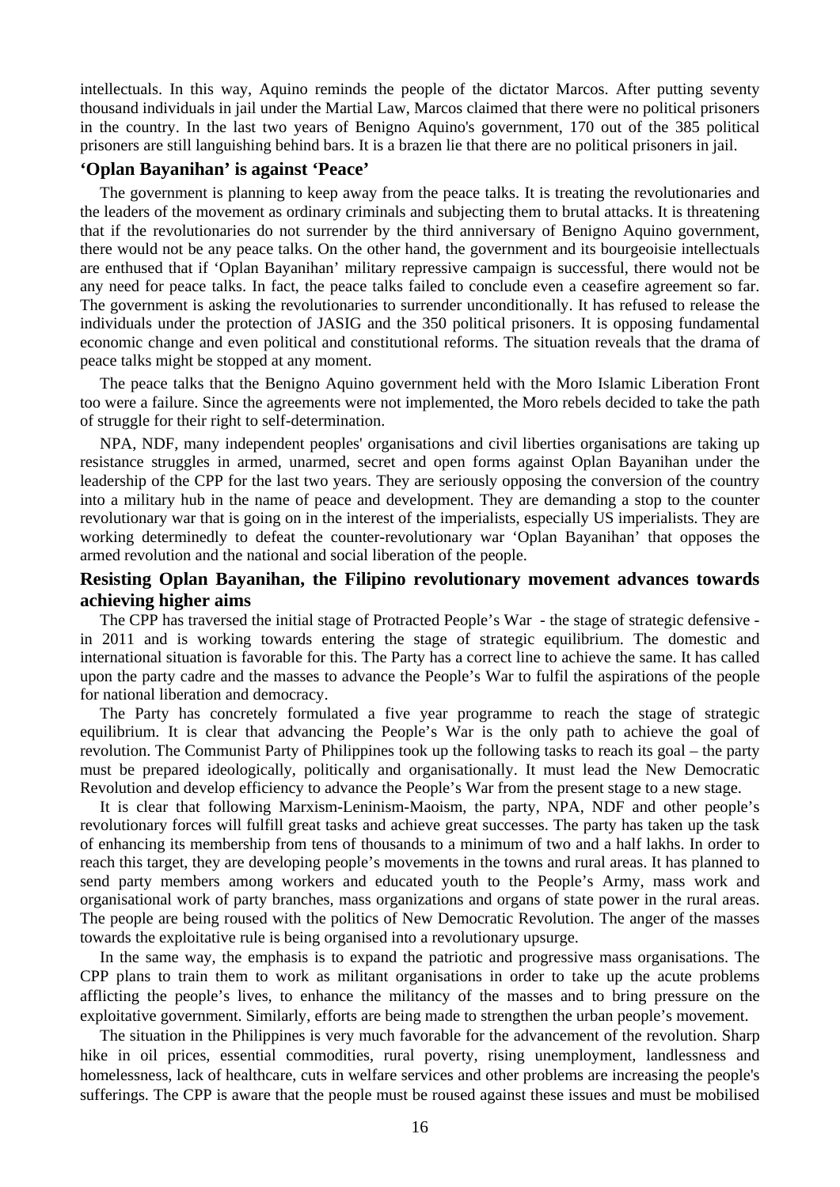intellectuals. In this way, Aquino reminds the people of the dictator Marcos. After putting seventy thousand individuals in jail under the Martial Law, Marcos claimed that there were no political prisoners in the country. In the last two years of Benigno Aquino's government, 170 out of the 385 political prisoners are still languishing behind bars. It is a brazen lie that there are no political prisoners in jail.

## ‘Oplan Bayanihan’ is against ‘Peace’

The government is planning to keep away from the peace talks. It is treating the revolutionaries and the leaders of the movement as ordinary criminals and subjecting them to brutal attacks. It is threatening that if the revolutionaries do not surrender by the third anniversary of Benigno Aquino government, there would not be any peace talks. On the other hand, the government and its bourgeoisie intellectuals are enthused that if ‘Oplan Bayanihan’ military repressive campaign is successful, there would not be any need for peace talks. In fact, the peace talks failed to conclude even a ceasefire agreement so far. The government is asking the revolutionaries to surrender unconditionally. It has refused to release the individuals under the protection of JASIG and the 350 political prisoners. It is opposing fundamental economic change and even political and constitutional reforms. The situation reveals that the drama of peace talks might be stopped at any moment.

The peace talks that the Benigno Aquino government held with the Moro Islamic Liberation Front too were a failure. Since the agreements were not implemented, the Moro rebels decided to take the path of struggle for their right to self-determination.

NPA, NDF, many independent peoples' organisations and civil liberties organisations are taking up resistance struggles in armed, unarmed, secret and open forms against Oplan Bayanihan under the leadership of the CPP for the last two years. They are seriously opposing the conversion of the country into a military hub in the name of peace and development. They are demanding a stop to the counter revolutionary war that is going on in the interest of the imperialists, especially US imperialists. They are working determinedly to defeat the counter-revolutionary war ‘Oplan Bayanihan’ that opposes the armed revolution and the national and social liberation of the people.

## Resisting Oplan Bayanihan, the Filipino revolutionary movement advances towards achieving higher aims

The CPP has traversed the initial stage of Protracted People’s War - the stage of strategic defensive - in 2011 and is working towards entering the stage of strategic equilibrium. The domestic and international situation is favorable for this. The Party has a correct line to achieve the same. It has called upon the party cadre and the masses to advance the People’s War to fulfil the aspirations of the people for national liberation and democracy.

The Party has concretely formulated a five year programme to reach the stage of strategic equilibrium. It is clear that advancing the People’s War is the only path to achieve the goal of revolution. The Communist Party of Philippines took up the following tasks to reach its goal – the party must be prepared ideologically, politically and organisationally. It must lead the New Democratic Revolution and develop efficiency to advance the People’s War from the present stage to a new stage.

It is clear that following Marxism-Leninism-Maoism, the party, NPA, NDF and other people’s revolutionary forces will fulfill great tasks and achieve great successes. The party has taken up the task of enhancing its membership from tens of thousands to a minimum of two and a half lakhs. In order to reach this target, they are developing people’s movements in the towns and rural areas. It has planned to send party members among workers and educated youth to the People’s Army, mass work and organisational work of party branches, mass organizations and organs of state power in the rural areas. The people are being roused with the politics of New Democratic Revolution. The anger of the masses towards the exploitative rule is being organised into a revolutionary upsurge.

In the same way, the emphasis is to expand the patriotic and progressive mass organisations. The CPP plans to train them to work as militant organisations in order to take up the acute problems afflicting the people’s lives, to enhance the militancy of the masses and to bring pressure on the exploitative government. Similarly, efforts are being made to strengthen the urban people’s movement.

The situation in the Philippines is very much favorable for the advancement of the revolution. Sharp hike in oil prices, essential commodities, rural poverty, rising unemployment, landlessness and homelessness, lack of healthcare, cuts in welfare services and other problems are increasing the people's sufferings. The CPP is aware that the people must be roused against these issues and must be mobilised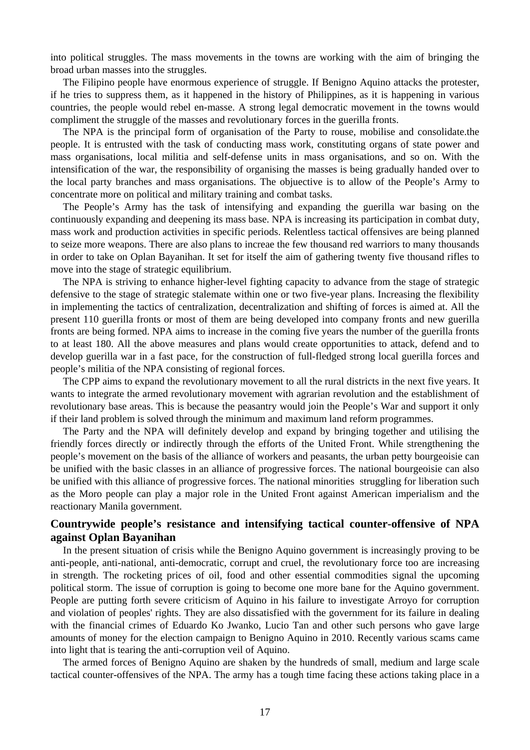into political struggles. The mass movements in the towns are working with the aim of bringing the broad urban masses into the struggles.

The Filipino people have enormous experience of struggle. If Benigno Aquino attacks the protester, if he tries to suppress them, as it happened in the history of Philippines, as it is happening in various countries, the people would rebel en-masse. A strong legal democratic movement in the towns would compliment the struggle of the masses and revolutionary forces in the guerilla fronts.

The NPA is the principal form of organisation of the Party to rouse, mobilise and consolidate.the people. It is entrusted with the task of conducting mass work, constituting organs of state power and mass organisations, local militia and self-defense units in mass organisations, and so on. With the intensification of the war, the responsibility of organising the masses is being gradually handed over to the local party branches and mass organisations. The objuective is to allow of the People's Army to concentrate more on political and military training and combat tasks.

The People's Army has the task of intensifying and expanding the guerilla war basing on the continuously expanding and deepening its mass base. NPA is increasing its participation in combat duty, mass work and production activities in specific periods. Relentless tactical offensives are being planned to seize more weapons. There are also plans to increae the few thousand red warriors to many thousands in order to take on Oplan Bayanihan. It set for itself the aim of gathering twenty five thousand rifles to move into the stage of strategic equilibrium.

The NPA is striving to enhance higher-level fighting capacity to advance from the stage of strategic defensive to the stage of strategic stalemate within one or two five-year plans. Increasing the flexibility in implementing the tactics of centralization, decentralization and shifting of forces is aimed at. All the present 110 guerilla fronts or most of them are being developed into company fronts and new guerilla fronts are being formed. NPA aims to increase in the coming five years the number of the guerilla fronts to at least 180. All the above measures and plans would create opportunities to attack, defend and to develop guerilla war in a fast pace, for the construction of full-fledged strong local guerilla forces and people's militia of the NPA consisting of regional forces.

The CPP aims to expand the revolutionary movement to all the rural districts in the next five years. It wants to integrate the armed revolutionary movement with agrarian revolution and the establishment of revolutionary base areas. This is because the peasantry would join the People's War and support it only if their land problem is solved through the minimum and maximum land reform programmes.

The Party and the NPA will definitely develop and expand by bringing together and utilising the friendly forces directly or indirectly through the efforts of the United Front. While strengthening the people's movement on the basis of the alliance of workers and peasants, the urban petty bourgeoisie can be unified with the basic classes in an alliance of progressive forces. The national bourgeoisie can also be unified with this alliance of progressive forces. The national minorities struggling for liberation such as the Moro people can play a major role in the United Front against American imperialism and the reactionary Manila government.

## Countrywide people's resistance and intensifying tactical counter-offensive of NPA against Oplan Bayanihan

In the present situation of crisis while the Benigno Aquino government is increasingly proving to be anti-people, anti-national, anti-democratic, corrupt and cruel, the revolutionary force too are increasing in strength. The rocketing prices of oil, food and other essential commodities signal the upcoming political storm. The issue of corruption is going to become one more bane for the Aquino government. People are putting forth severe criticism of Aquino in his failure to investigate Arroyo for corruption and violation of peoples' rights. They are also dissatisfied with the government for its failure in dealing with the financial crimes of Eduardo Ko Jwanko, Lucio Tan and other such persons who gave large amounts of money for the election campaign to Benigno Aquino in 2010. Recently various scams came into light that is tearing the anti-corruption veil of Aquino.

The armed forces of Benigno Aquino are shaken by the hundreds of small, medium and large scale tactical counter-offensives of the NPA. The army has a tough time facing these actions taking place in a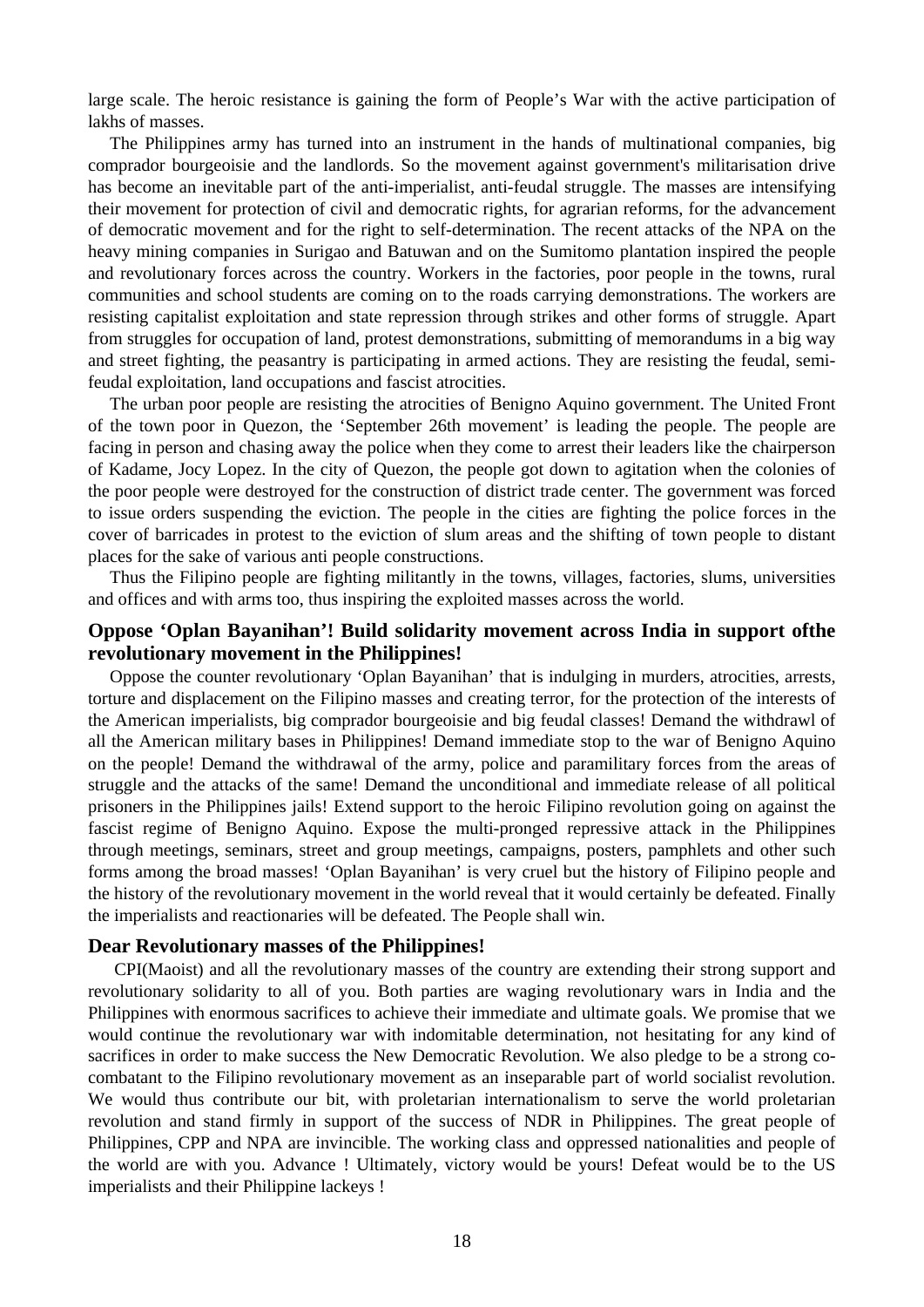large scale. The heroic resistance is gaining the form of People's War with the active participation of lakhs of masses.

The Philippines army has turned into an instrument in the hands of multinational companies, big comprador bourgeoisie and the landlords. So the movement against government's militarisation drive has become an inevitable part of the anti-imperialist, anti-feudal struggle. The masses are intensifying their movement for protection of civil and democratic rights, for agrarian reforms, for the advancement of democratic movement and for the right to self-determination. The recent attacks of the NPA on the heavy mining companies in Surigao and Batuwan and on the Sumitomo plantation inspired the people and revolutionary forces across the country. Workers in the factories, poor people in the towns, rural communities and school students are coming on to the roads carrying demonstrations. The workers are resisting capitalist exploitation and state repression through strikes and other forms of struggle. Apart from struggles for occupation of land, protest demonstrations, submitting of memorandums in a big way and street fighting, the peasantry is participating in armed actions. They are resisting the feudal, semi-feudal exploitation, land occupations and fascist atrocities.

The urban poor people are resisting the atrocities of Benigno Aquino government. The United Front of the town poor in Quezon, the 'September 26th movement' is leading the people. The people are facing in person and chasing away the police when they come to arrest their leaders like the chairperson of Kadame, Jocy Lopez. In the city of Quezon, the people got down to agitation when the colonies of the poor people were destroyed for the construction of district trade center. The government was forced to issue orders suspending the eviction. The people in the cities are fighting the police forces in the cover of barricades in protest to the eviction of slum areas and the shifting of town people to distant places for the sake of various anti people constructions.

Thus the Filipino people are fighting militantly in the towns, villages, factories, slums, universities and offices and with arms too, thus inspiring the exploited masses across the world.

## Oppose 'Oplan Bayanihan'! Build solidarity movement across India in support ofthe revolutionary movement in the Philippines!

Oppose the counter revolutionary 'Oplan Bayanihan' that is indulging in murders, atrocities, arrests, torture and displacement on the Filipino masses and creating terror, for the protection of the interests of the American imperialists, big comprador bourgeoisie and big feudal classes! Demand the withdrawl of all the American military bases in Philippines! Demand immediate stop to the war of Benigno Aquino on the people! Demand the withdrawal of the army, police and paramilitary forces from the areas of struggle and the attacks of the same! Demand the unconditional and immediate release of all political prisoners in the Philippines jails! Extend support to the heroic Filipino revolution going on against the fascist regime of Benigno Aquino. Expose the multi-pronged repressive attack in the Philippines through meetings, seminars, street and group meetings, campaigns, posters, pamphlets and other such forms among the broad masses! 'Oplan Bayanihan' is very cruel but the history of Filipino people and the history of the revolutionary movement in the world reveal that it would certainly be defeated. Finally the imperialists and reactionaries will be defeated. The People shall win.

## Dear Revolutionary masses of the Philippines!

CPI(Maoist) and all the revolutionary masses of the country are extending their strong support and revolutionary solidarity to all of you. Both parties are waging revolutionary wars in India and the Philippines with enormous sacrifices to achieve their immediate and ultimate goals. We promise that we would continue the revolutionary war with indomitable determination, not hesitating for any kind of sacrifices in order to make success the New Democratic Revolution. We also pledge to be a strong co-combatant to the Filipino revolutionary movement as an inseparable part of world socialist revolution. We would thus contribute our bit, with proletarian internationalism to serve the world proletarian revolution and stand firmly in support of the success of NDR in Philippines. The great people of Philippines, CPP and NPA are invincible. The working class and oppressed nationalities and people of the world are with you. Advance ! Ultimately, victory would be yours! Defeat would be to the US imperialists and their Philippine lackeys !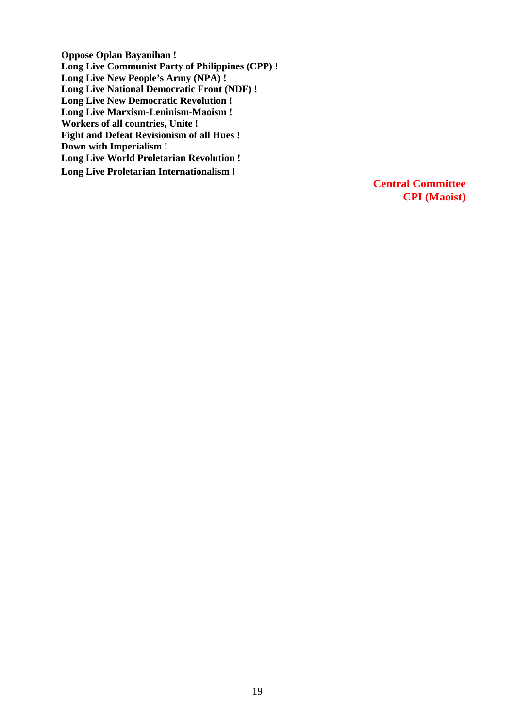**Oppose Oplan Bayanihan !**
**Long Live Communist Party of Philippines (CPP)** !
**Long Live New People's Army (NPA) !**
**Long Live National Democratic Front (NDF) !**
**Long Live New Democratic Revolution !**
**Long Live Marxism-Leninism-Maoism !**
**Workers of all countries, Unite !**
**Fight and Defeat Revisionism of all Hues !**
**Down with Imperialism !**
**Long Live World Proletarian Revolution !**
**Long Live Proletarian Internationalism !**

**Central Committee**
**CPI (Maoist)**